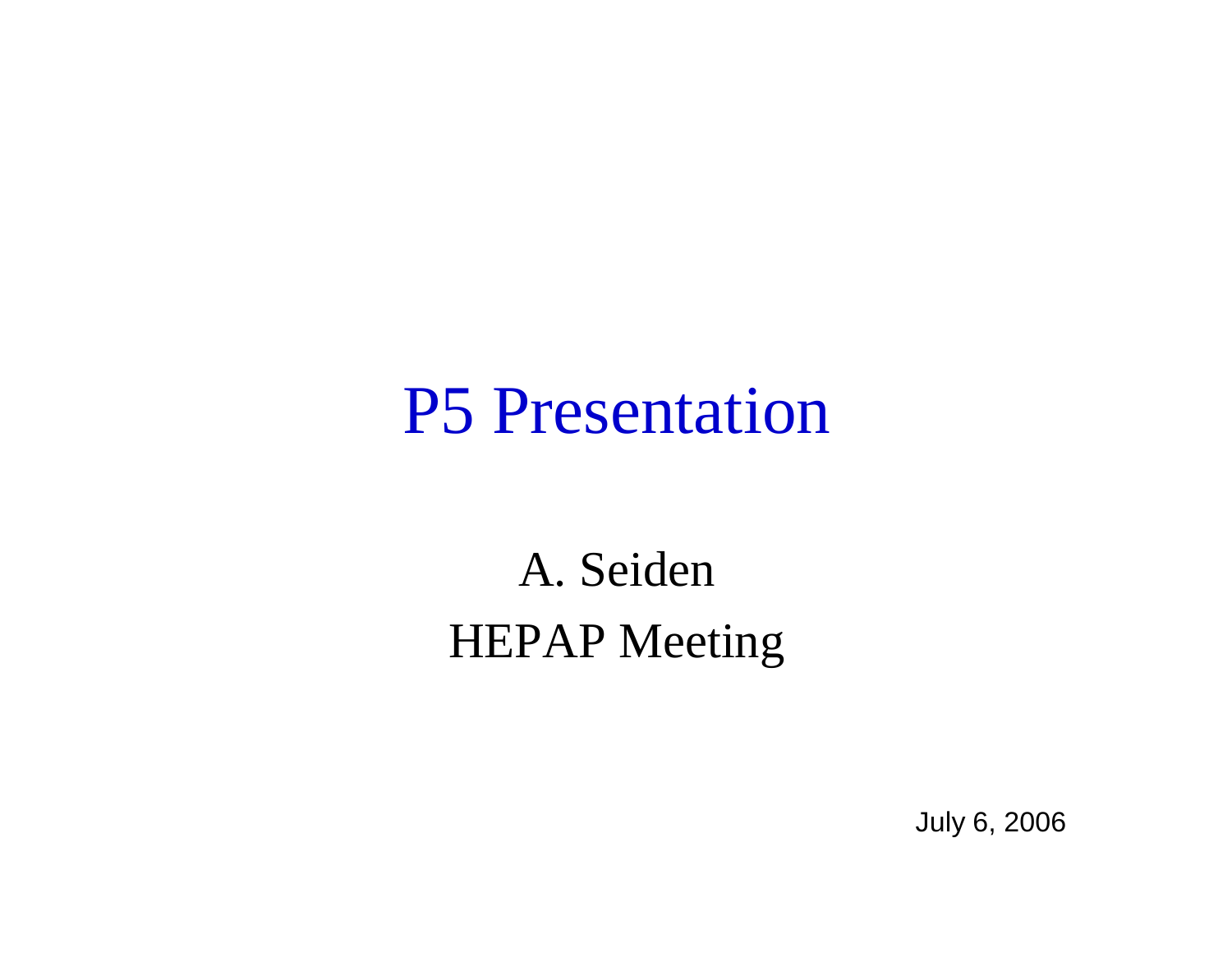# P5 Presentation

A. Seiden

HEPAP Meeting

July 6, 2006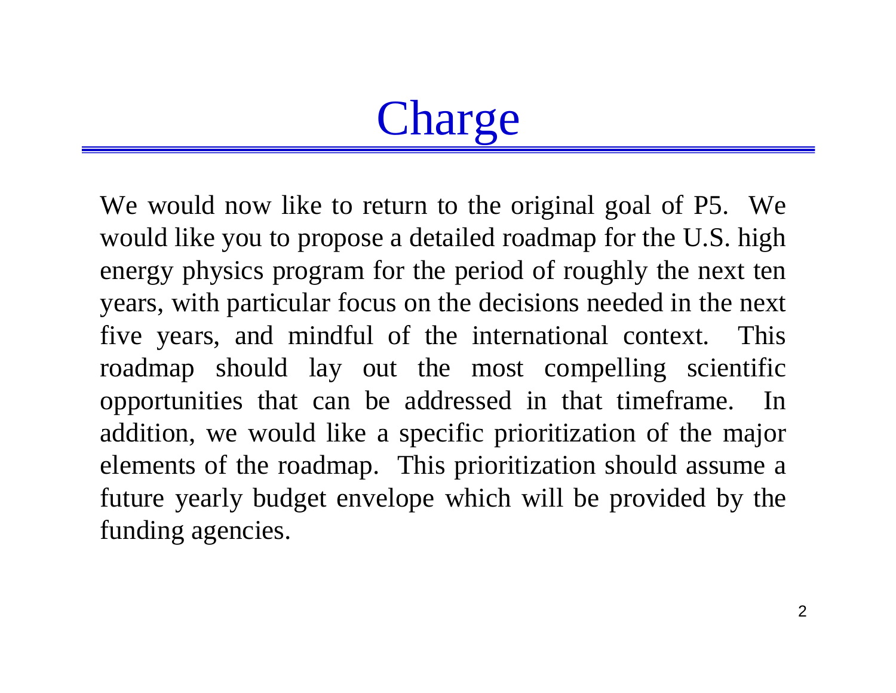# Charge

We would now like to return to the original goal of P5. We would like you to propose a detailed roadmap for the U.S. high energy physics program for the period of roughly the next ten years, with particular focus on the decisions needed in the next five years, and mindful of the international context. This roadmap should lay out the most compelling scientific opportunities that can be addressed in that timeframe. In addition, we would like a specific prioritization of the major elements of the roadmap. This prioritization should assume a future yearly budget envelope which will be provided by the funding agencies.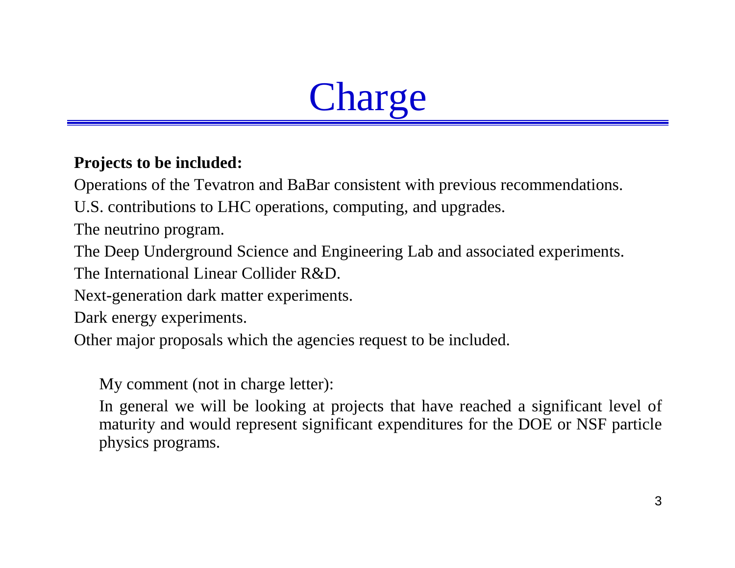# Charge

**Projects to be included:**

Operations of the Tevatron and BaBar consistent with previous recommendations.

U.S. contributions to LHC operations, computing, and upgrades.

The neutrino program.

The Deep Underground Science and Engineering Lab and associated experiments.

The International Linear Collider R&D.

Next-generation dark matter experiments.

Dark energy experiments.

Other major proposals which the agencies request to be included.

My comment (not in charge letter):

In general we will be looking at projects that have reached a significant level of maturity and would represent significant expenditures for the DOE or NSF particle physics programs.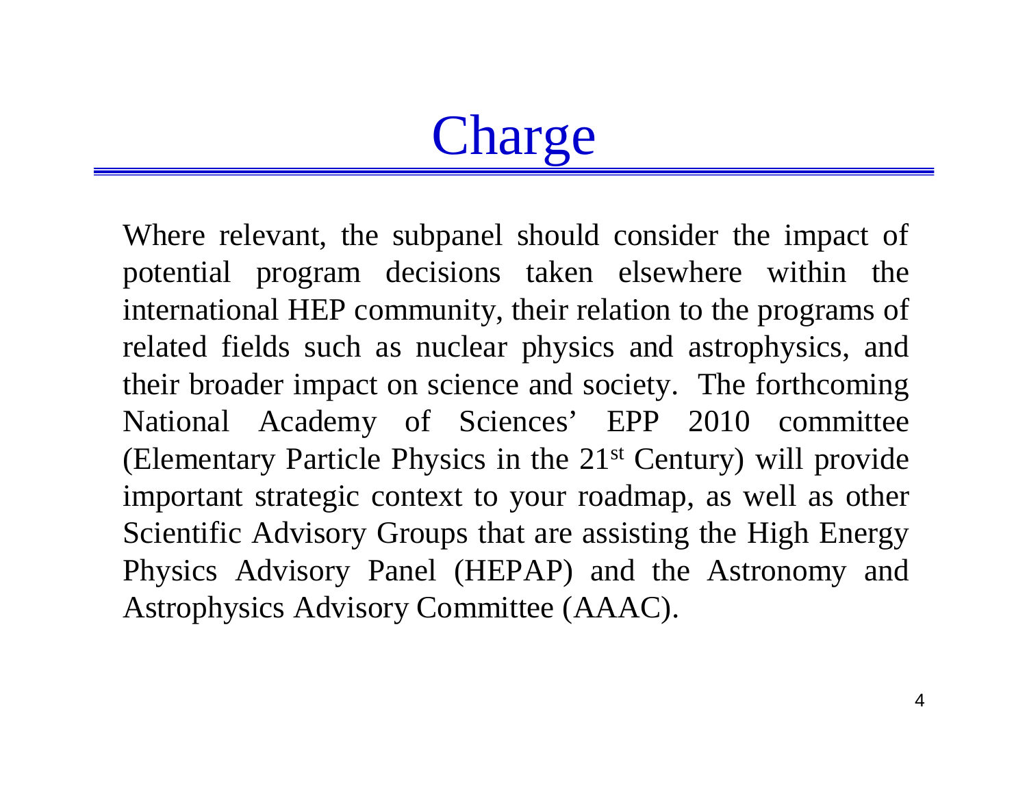# Charge

Where relevant, the subpanel should consider the impact of potential program decisions taken elsewhere within the international HEP community, their relation to the programs of related fields such as nuclear physics and astrophysics, and their broader impact on science and society. The forthcoming National Academy of Sciences' EPP 2010 committee (Elementary Particle Physics in the 21st Century) will provide important strategic context to your roadmap, as well as other Scientific Advisory Groups that are assisting the High Energy Physics Advisory Panel (HEPAP) and the Astronomy and Astrophysics Advisory Committee (AAAC).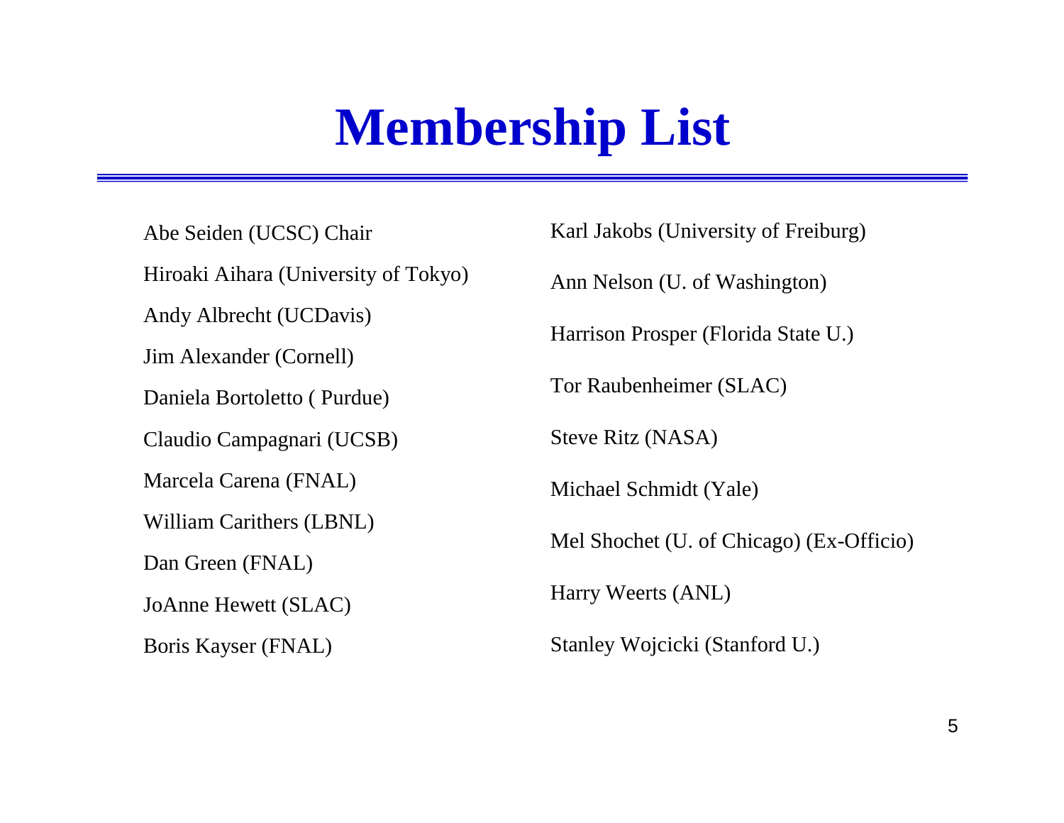# Membership List

- Abe Seiden (UCSC) Chair
- Hiroaki Aihara (University of Tokyo)
- Andy Albrecht (UCDavis)
- Jim Alexander (Cornell)
- Daniela Bortoletto ( Purdue)
- Claudio Campagnari (UCSB)
- Marcela Carena (FNAL)
- William Carithers (LBNL)
- Dan Green (FNAL)
- JoAnne Hewett (SLAC)
- Boris Kayser (FNAL)
- Karl Jakobs (University of Freiburg)
- Ann Nelson (U. of Washington)
- Harrison Prosper (Florida State U.)
- Tor Raubenheimer (SLAC)
- Steve Ritz (NASA)
- Michael Schmidt (Yale)
- Mel Shochet (U. of Chicago) (Ex-Officio)
- Harry Weerts (ANL)
- Stanley Wojcicki (Stanford U.)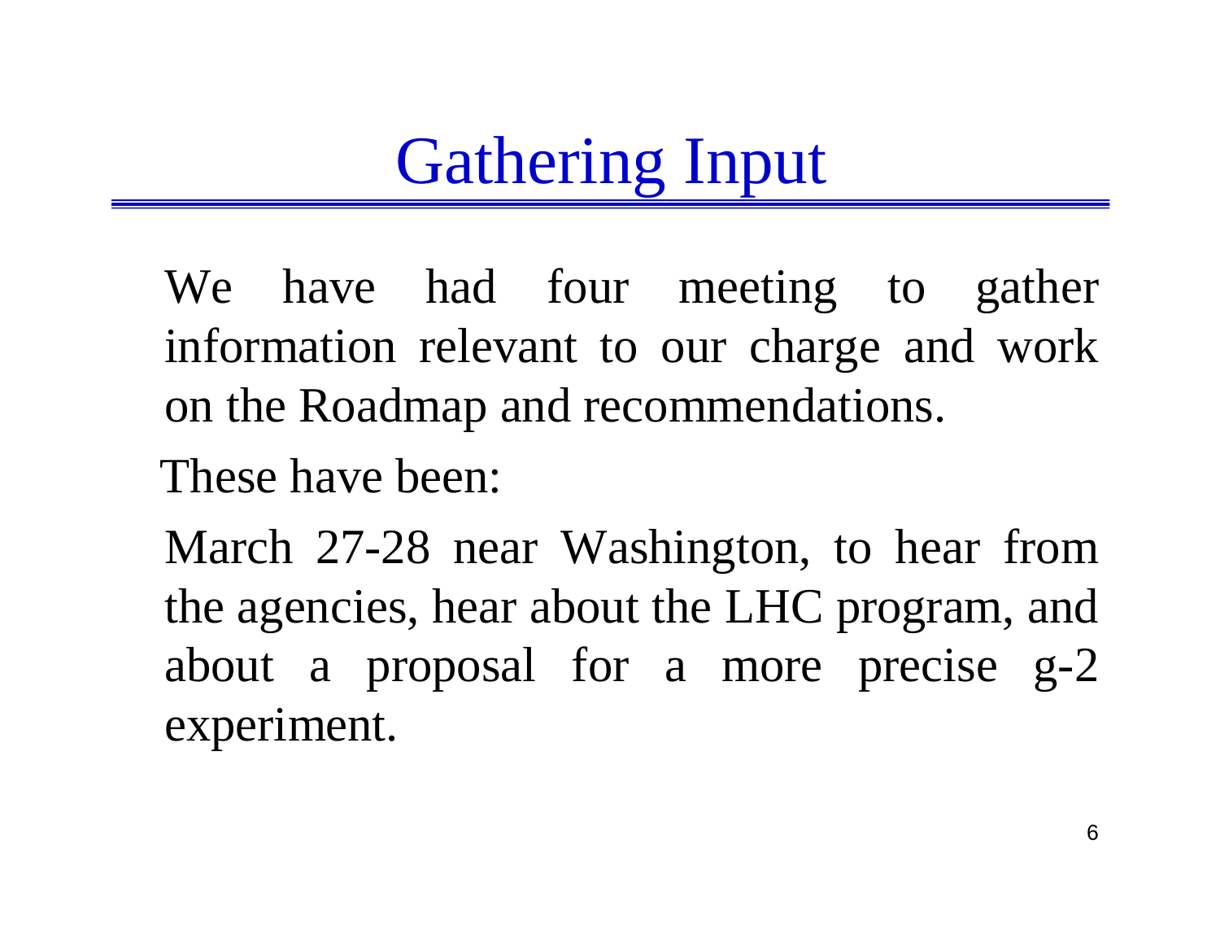# Gathering Input

We have had four meeting to gather information relevant to our charge and work on the Roadmap and recommendations.

These have been:

March 27-28 near Washington, to hear from the agencies, hear about the LHC program, and about a proposal for a more precise g-2 experiment.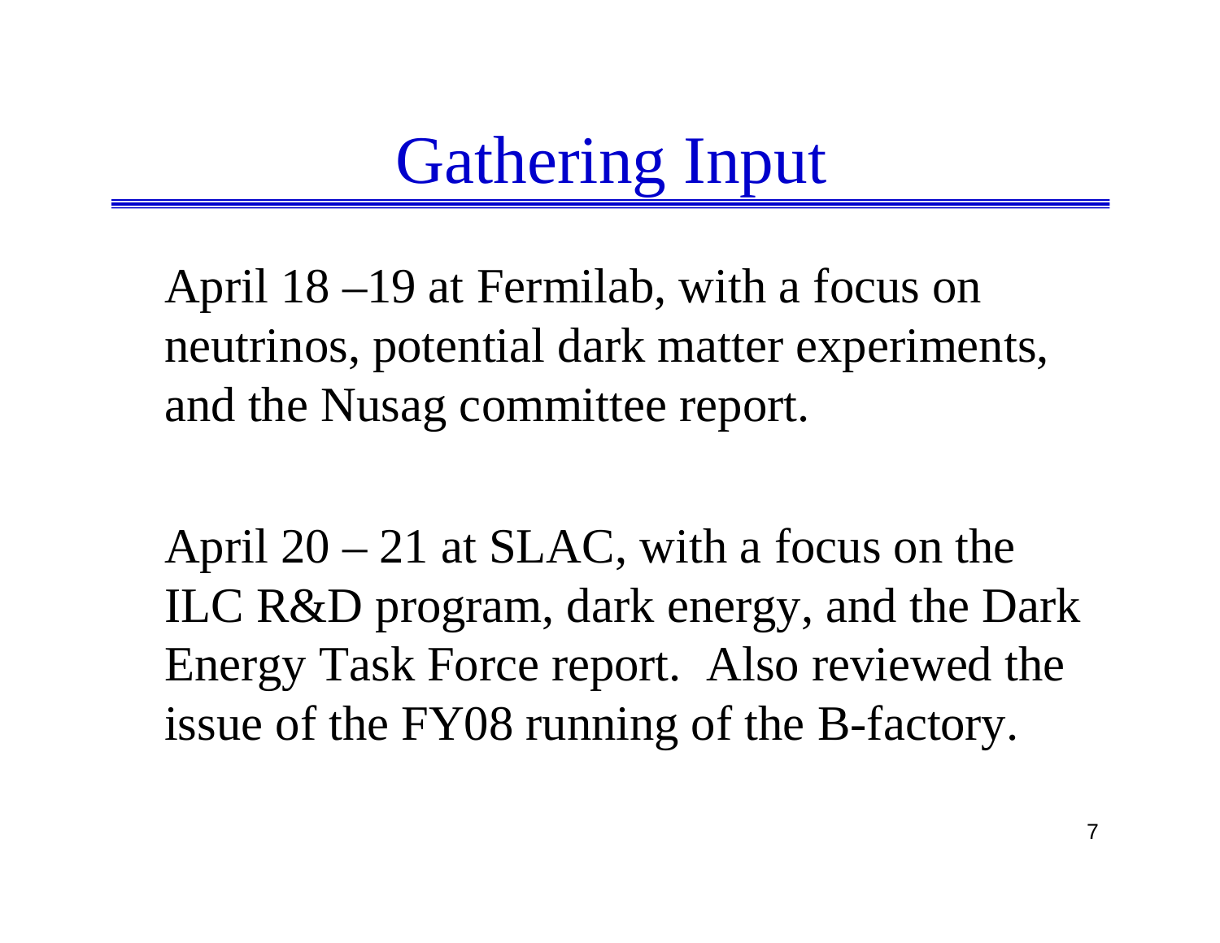# Gathering Input

April 18 –19 at Fermilab, with a focus on neutrinos, potential dark matter experiments, and the Nusag committee report.

April 20 – 21 at SLAC, with a focus on the ILC R&D program, dark energy, and the Dark Energy Task Force report. Also reviewed the issue of the FY08 running of the B-factory.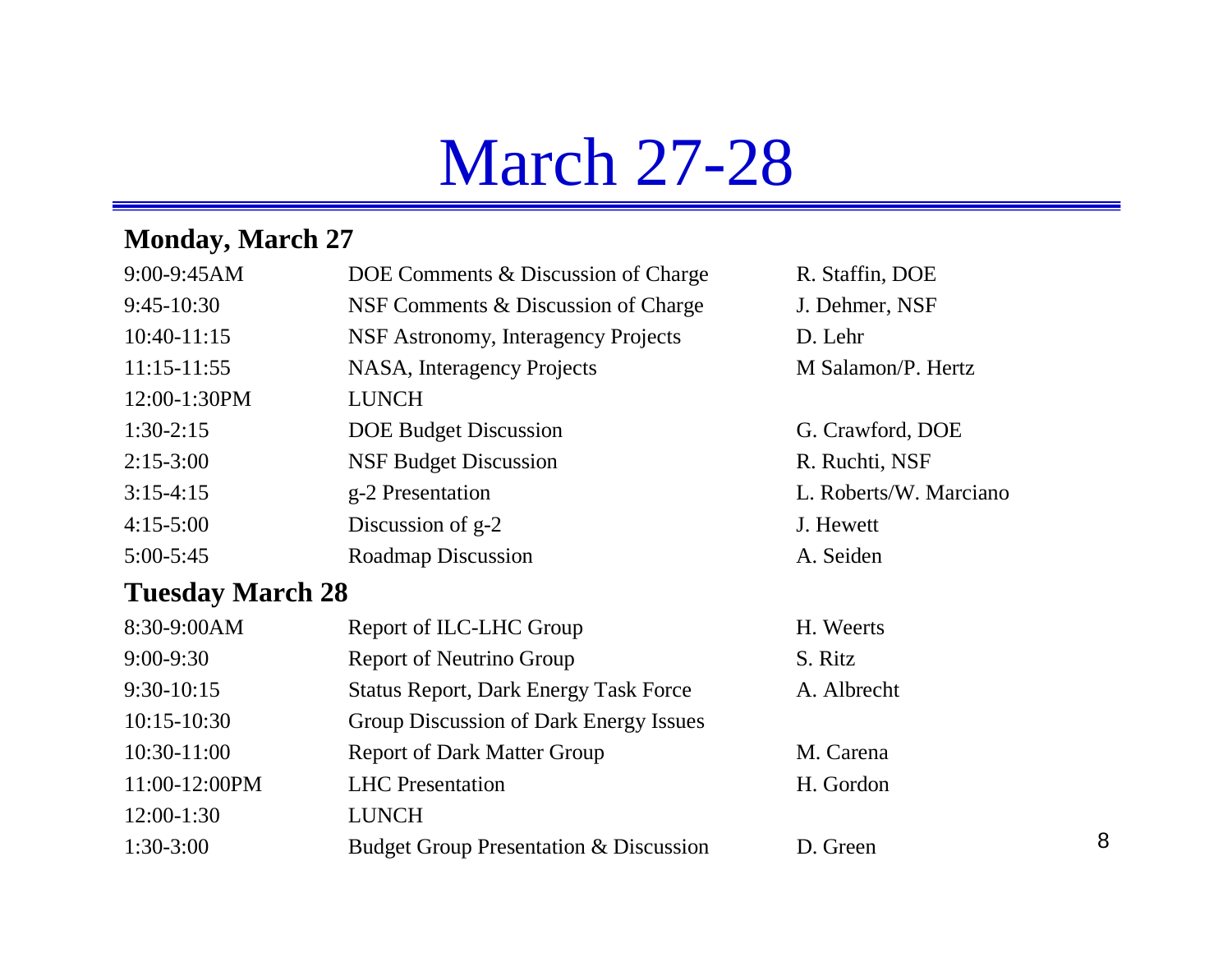# March 27-28

## Monday, March 27

| Time | Topic | Presenter |
|---|---|---|
| 9:00-9:45AM | DOE Comments & Discussion of Charge | R. Staffin, DOE |
| 9:45-10:30 | NSF Comments & Discussion of Charge | J. Dehmer, NSF |
| 10:40-11:15 | NSF Astronomy, Interagency Projects | D. Lehr |
| 11:15-11:55 | NASA, Interagency Projects | M Salamon/P. Hertz |
| 12:00-1:30PM | LUNCH | |
| 1:30-2:15 | DOE Budget Discussion | G. Crawford, DOE |
| 2:15-3:00 | NSF Budget Discussion | R. Ruchti, NSF |
| 3:15-4:15 | g-2 Presentation | L. Roberts/W. Marciano |
| 4:15-5:00 | Discussion of g-2 | J. Hewett |
| 5:00-5:45 | Roadmap Discussion | A. Seiden |

## Tuesday March 28

| Time | Topic | Presenter |
|---|---|---|
| 8:30-9:00AM | Report of ILC-LHC Group | H. Weerts |
| 9:00-9:30 | Report of Neutrino Group | S. Ritz |
| 9:30-10:15 | Status Report, Dark Energy Task Force | A. Albrecht |
| 10:15-10:30 | Group Discussion of Dark Energy Issues | |
| 10:30-11:00 | Report of Dark Matter Group | M. Carena |
| 11:00-12:00PM | LHC Presentation | H. Gordon |
| 12:00-1:30 | LUNCH | |
| 1:30-3:00 | Budget Group Presentation & Discussion | D. Green |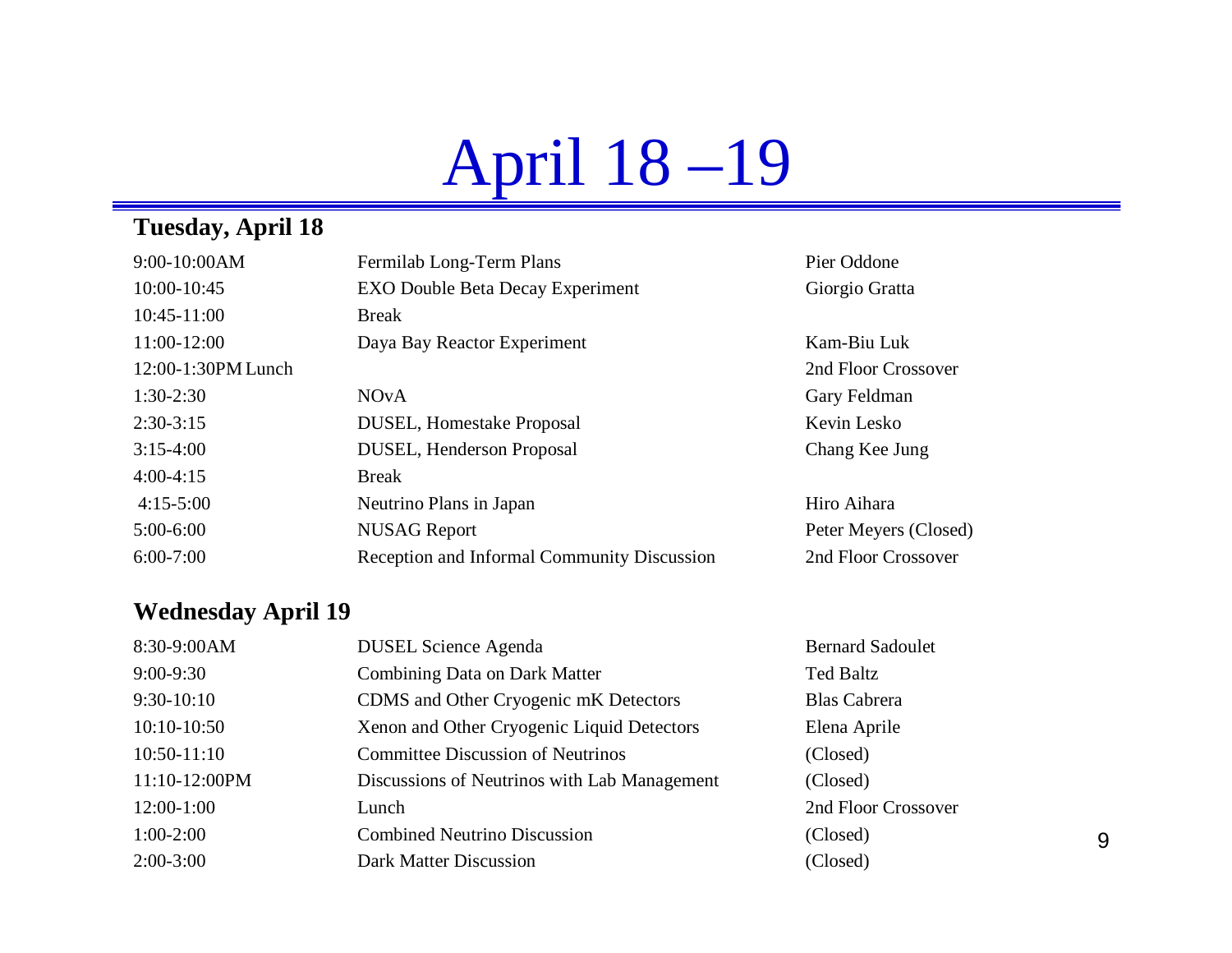# April 18 –19

## Tuesday, April 18

| | | |
|---|---|---|
| 9:00-10:00AM | Fermilab Long-Term Plans | Pier Oddone |
| 10:00-10:45 | EXO Double Beta Decay Experiment | Giorgio Gratta |
| 10:45-11:00 | Break | |
| 11:00-12:00 | Daya Bay Reactor Experiment | Kam-Biu Luk |
| 12:00-1:30PM Lunch | | 2nd Floor Crossover |
| 1:30-2:30 | NOvA | Gary Feldman |
| 2:30-3:15 | DUSEL, Homestake Proposal | Kevin Lesko |
| 3:15-4:00 | DUSEL, Henderson Proposal | Chang Kee Jung |
| 4:00-4:15 | Break | |
| 4:15-5:00 | Neutrino Plans in Japan | Hiro Aihara |
| 5:00-6:00 | NUSAG Report | Peter Meyers (Closed) |
| 6:00-7:00 | Reception and Informal Community Discussion | 2nd Floor Crossover |

## Wednesday April 19

| | | |
|---|---|---|
| 8:30-9:00AM | DUSEL Science Agenda | Bernard Sadoulet |
| 9:00-9:30 | Combining Data on Dark Matter | Ted Baltz |
| 9:30-10:10 | CDMS and Other Cryogenic mK Detectors | Blas Cabrera |
| 10:10-10:50 | Xenon and Other Cryogenic Liquid Detectors | Elena Aprile |
| 10:50-11:10 | Committee Discussion of Neutrinos | (Closed) |
| 11:10-12:00PM | Discussions of Neutrinos with Lab Management | (Closed) |
| 12:00-1:00 | Lunch | 2nd Floor Crossover |
| 1:00-2:00 | Combined Neutrino Discussion | (Closed) |
| 2:00-3:00 | Dark Matter Discussion | (Closed) |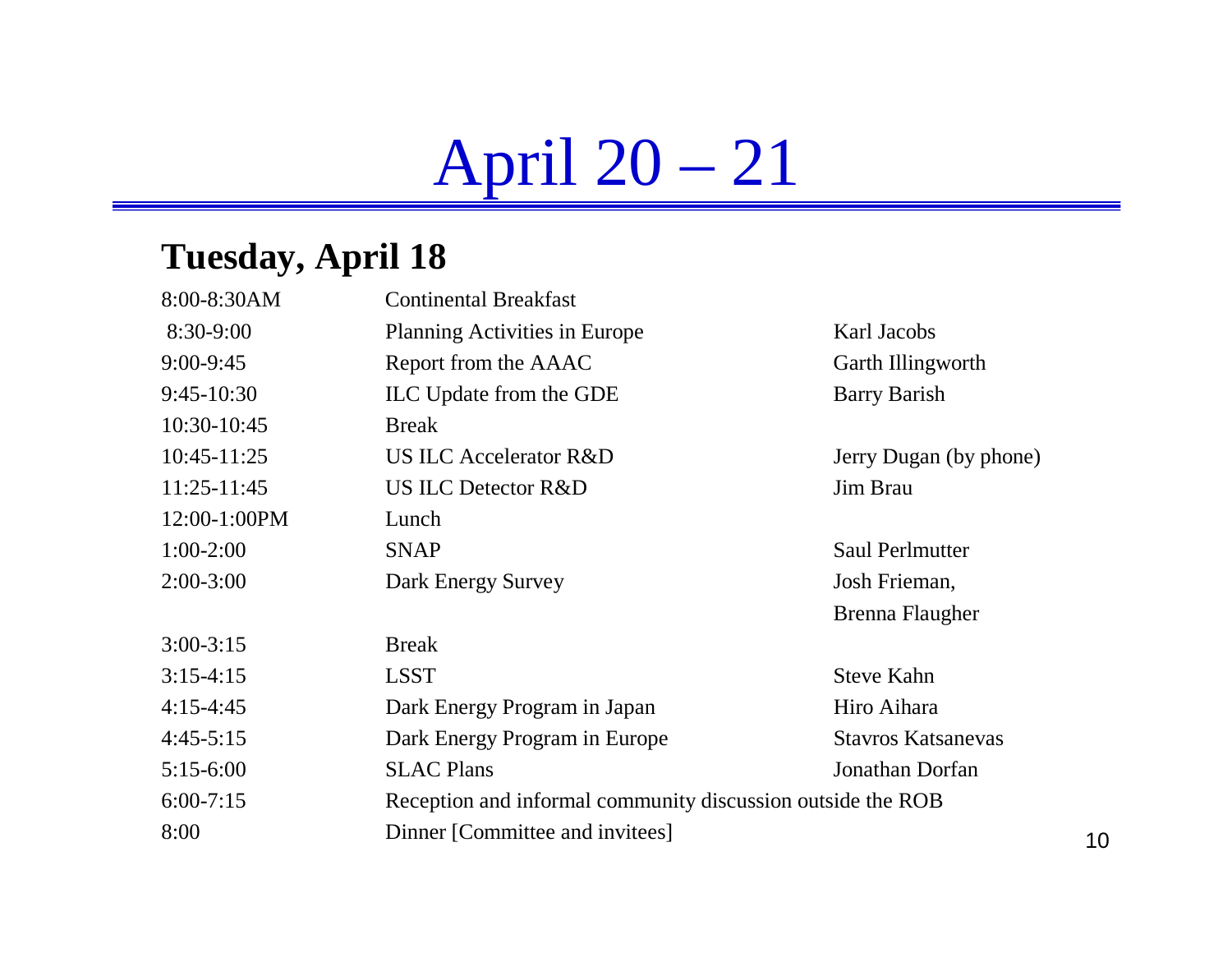# April 20 – 21

## Tuesday, April 18

| | | |
|---|---|---|
| 8:00-8:30AM | Continental Breakfast | |
| 8:30-9:00 | Planning Activities in Europe | Karl Jacobs |
| 9:00-9:45 | Report from the AAAC | Garth Illingworth |
| 9:45-10:30 | ILC Update from the GDE | Barry Barish |
| 10:30-10:45 | Break | |
| 10:45-11:25 | US ILC Accelerator R&D | Jerry Dugan (by phone) |
| 11:25-11:45 | US ILC Detector R&D | Jim Brau |
| 12:00-1:00PM | Lunch | |
| 1:00-2:00 | SNAP | Saul Perlmutter |
| 2:00-3:00 | Dark Energy Survey | Josh Frieman, Brenna Flaugher |
| 3:00-3:15 | Break | |
| 3:15-4:15 | LSST | Steve Kahn |
| 4:15-4:45 | Dark Energy Program in Japan | Hiro Aihara |
| 4:45-5:15 | Dark Energy Program in Europe | Stavros Katsanevas |
| 5:15-6:00 | SLAC Plans | Jonathan Dorfan |
| 6:00-7:15 | Reception and informal community discussion outside the ROB | |
| 8:00 | Dinner [Committee and invitees] | |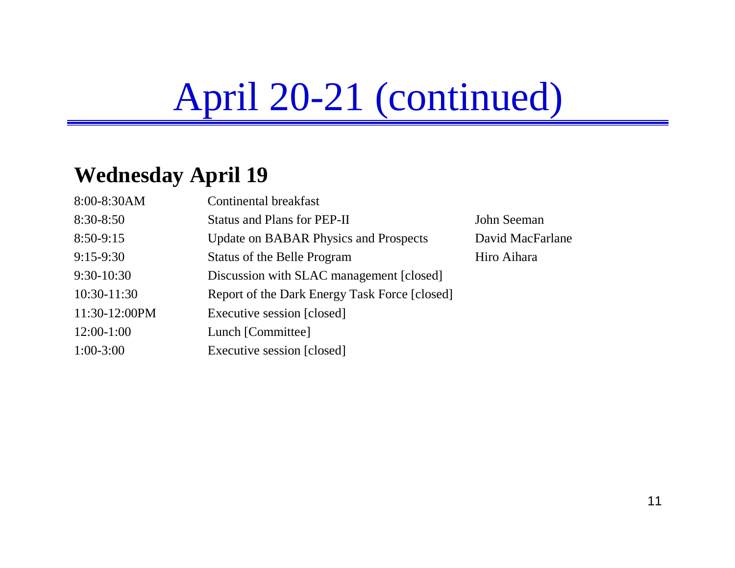# April 20-21 (continued)

## Wednesday April 19

| | | |
|---|---|---|
| 8:00-8:30AM | Continental breakfast | |
| 8:30-8:50 | Status and Plans for PEP-II | John Seeman |
| 8:50-9:15 | Update on BABAR Physics and Prospects | David MacFarlane |
| 9:15-9:30 | Status of the Belle Program | Hiro Aihara |
| 9:30-10:30 | Discussion with SLAC management [closed] | |
| 10:30-11:30 | Report of the Dark Energy Task Force [closed] | |
| 11:30-12:00PM | Executive session [closed] | |
| 12:00-1:00 | Lunch [Committee] | |
| 1:00-3:00 | Executive session [closed] | |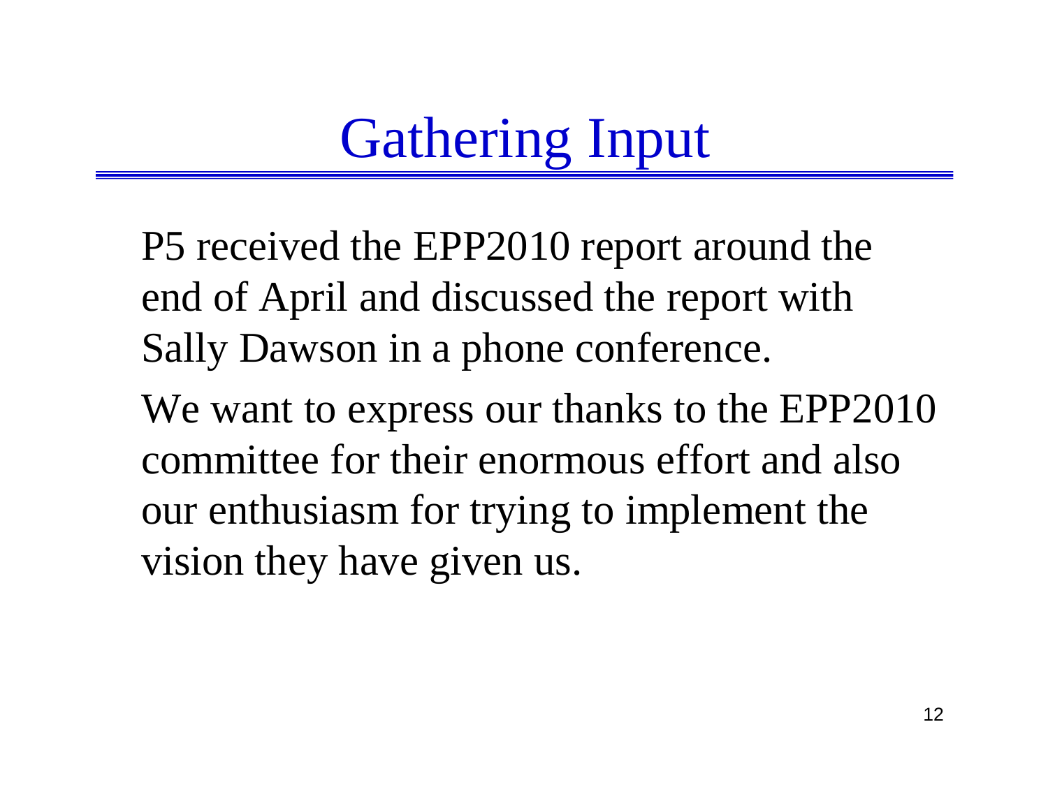# Gathering Input

P5 received the EPP2010 report around the end of April and discussed the report with Sally Dawson in a phone conference.

We want to express our thanks to the EPP2010 committee for their enormous effort and also our enthusiasm for trying to implement the vision they have given us.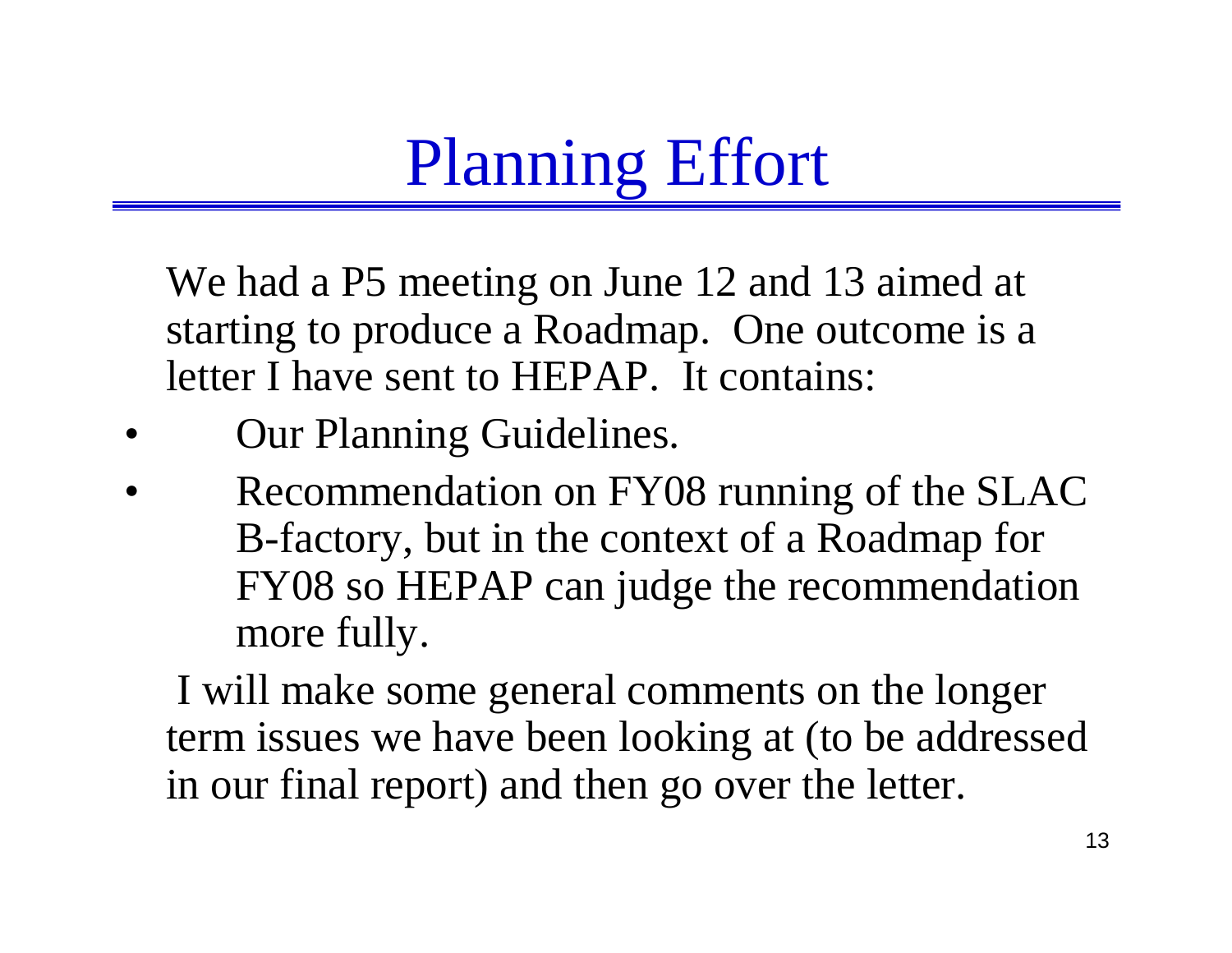# Planning Effort

We had a P5 meeting on June 12 and 13 aimed at starting to produce a Roadmap. One outcome is a letter I have sent to HEPAP. It contains:

- Our Planning Guidelines.
- Recommendation on FY08 running of the SLAC B-factory, but in the context of a Roadmap for FY08 so HEPAP can judge the recommendation more fully.

I will make some general comments on the longer term issues we have been looking at (to be addressed in our final report) and then go over the letter.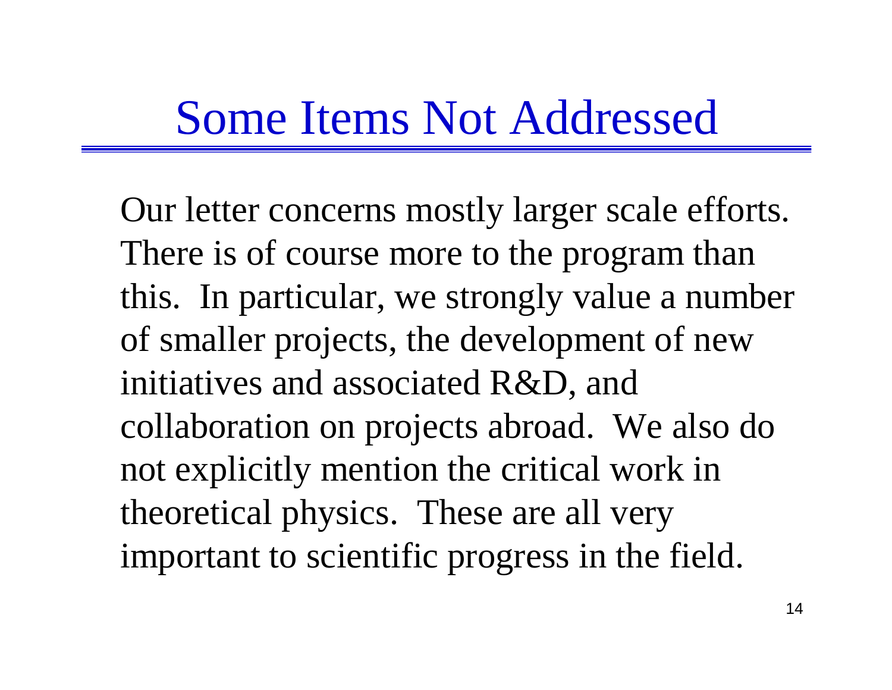# Some Items Not Addressed

Our letter concerns mostly larger scale efforts. There is of course more to the program than this. In particular, we strongly value a number of smaller projects, the development of new initiatives and associated R&D, and collaboration on projects abroad. We also do not explicitly mention the critical work in theoretical physics. These are all very important to scientific progress in the field.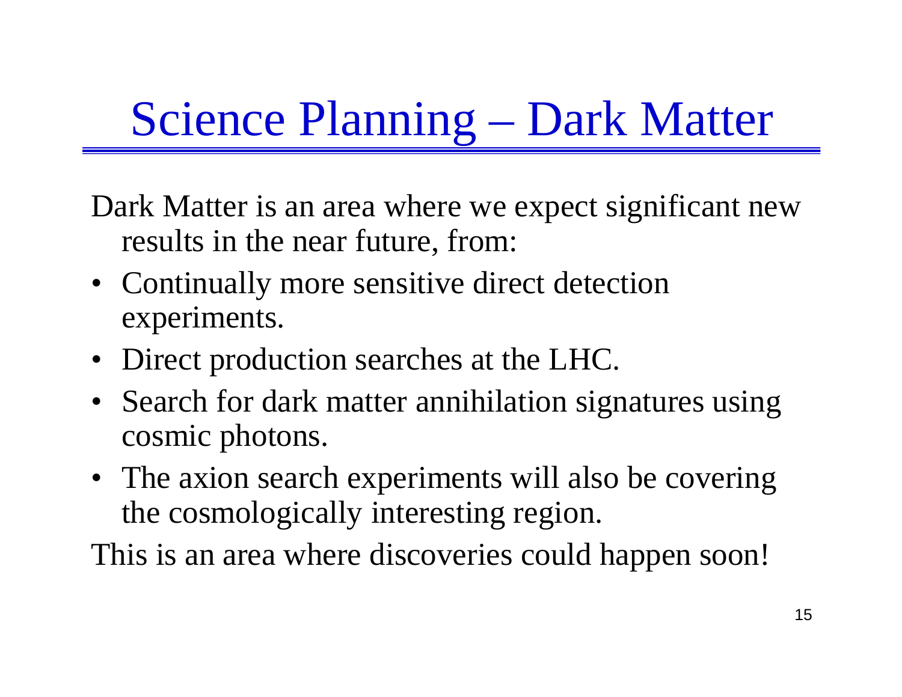# Science Planning – Dark Matter

Dark Matter is an area where we expect significant new results in the near future, from:

- Continually more sensitive direct detection experiments.
- Direct production searches at the LHC.
- Search for dark matter annihilation signatures using cosmic photons.
- The axion search experiments will also be covering the cosmologically interesting region.

This is an area where discoveries could happen soon!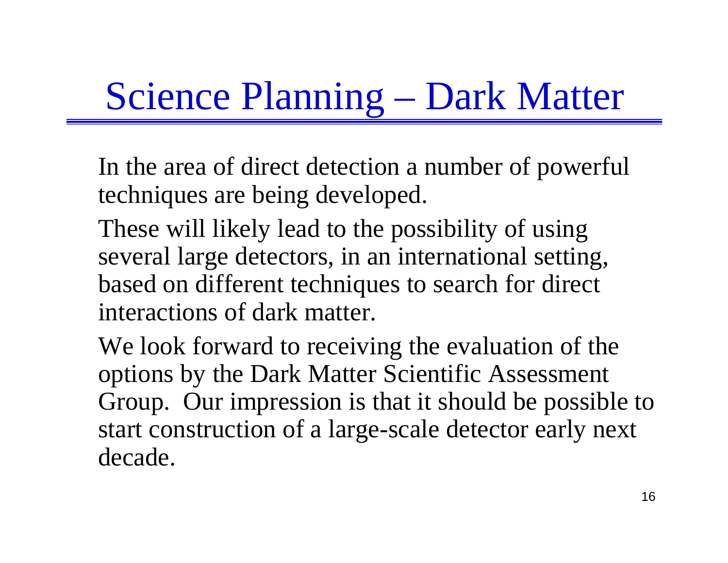# Science Planning – Dark Matter

In the area of direct detection a number of powerful techniques are being developed.

These will likely lead to the possibility of using several large detectors, in an international setting, based on different techniques to search for direct interactions of dark matter.

We look forward to receiving the evaluation of the options by the Dark Matter Scientific Assessment Group. Our impression is that it should be possible to start construction of a large-scale detector early next decade.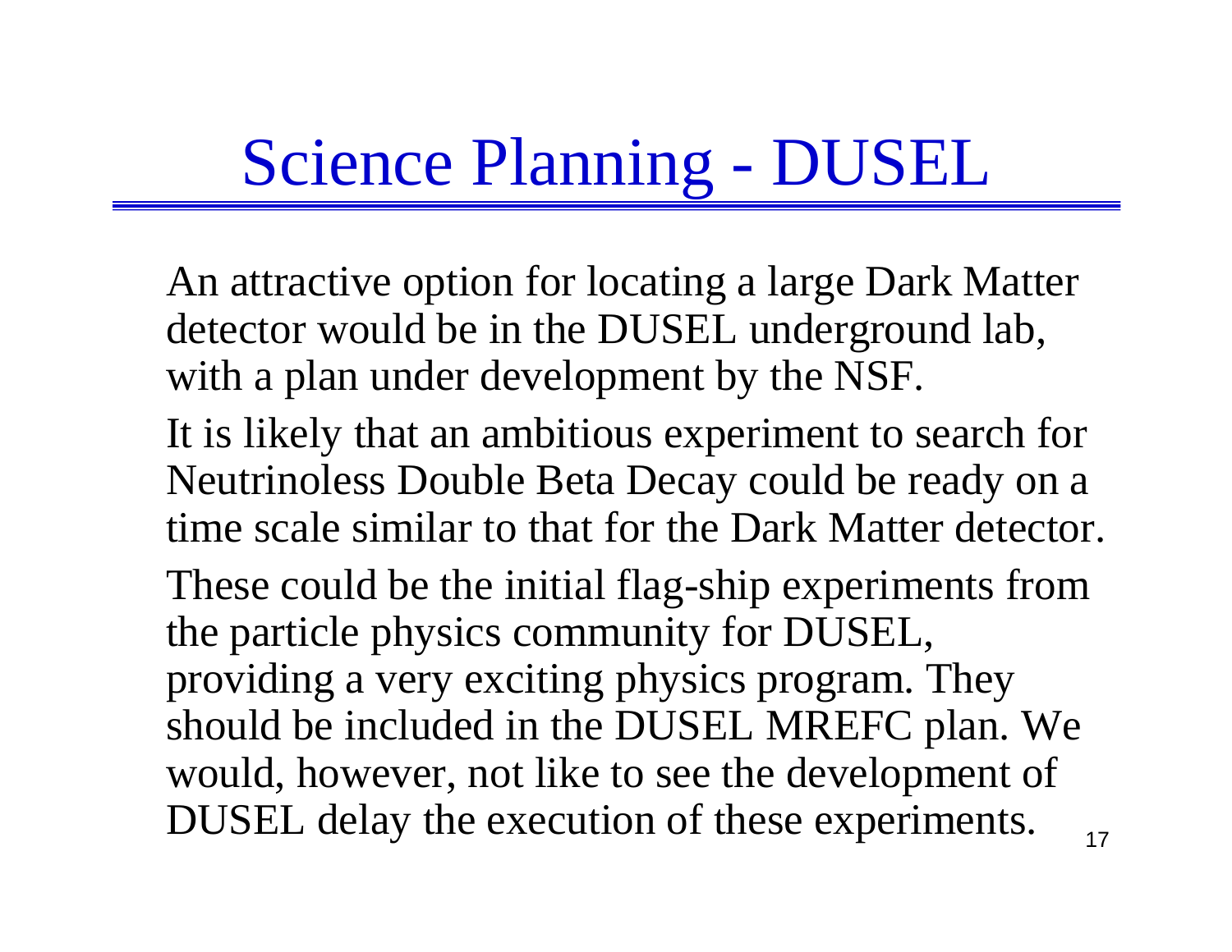# Science Planning - DUSEL

An attractive option for locating a large Dark Matter detector would be in the DUSEL underground lab, with a plan under development by the NSF.

It is likely that an ambitious experiment to search for Neutrinoless Double Beta Decay could be ready on a time scale similar to that for the Dark Matter detector.

These could be the initial flag-ship experiments from the particle physics community for DUSEL, providing a very exciting physics program. They should be included in the DUSEL MREFC plan. We would, however, not like to see the development of DUSEL delay the execution of these experiments.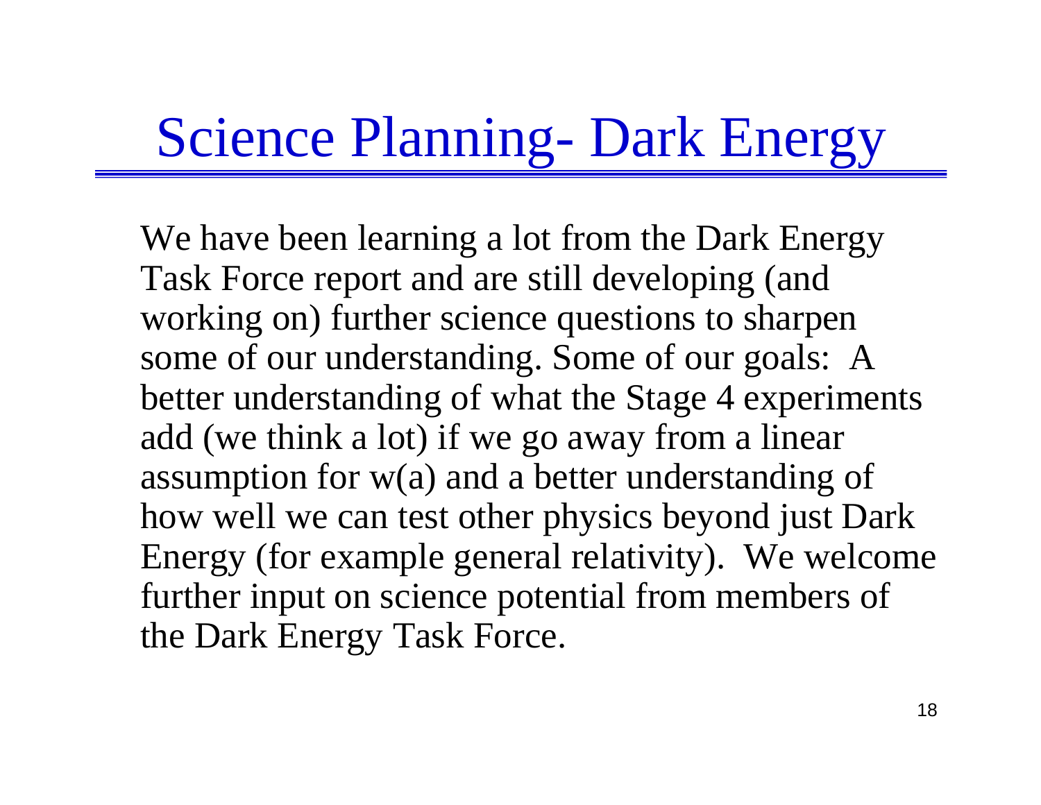# Science Planning- Dark Energy

We have been learning a lot from the Dark Energy Task Force report and are still developing (and working on) further science questions to sharpen some of our understanding. Some of our goals: A better understanding of what the Stage 4 experiments add (we think a lot) if we go away from a linear assumption for $w(a)$ and a better understanding of how well we can test other physics beyond just Dark Energy (for example general relativity). We welcome further input on science potential from members of the Dark Energy Task Force.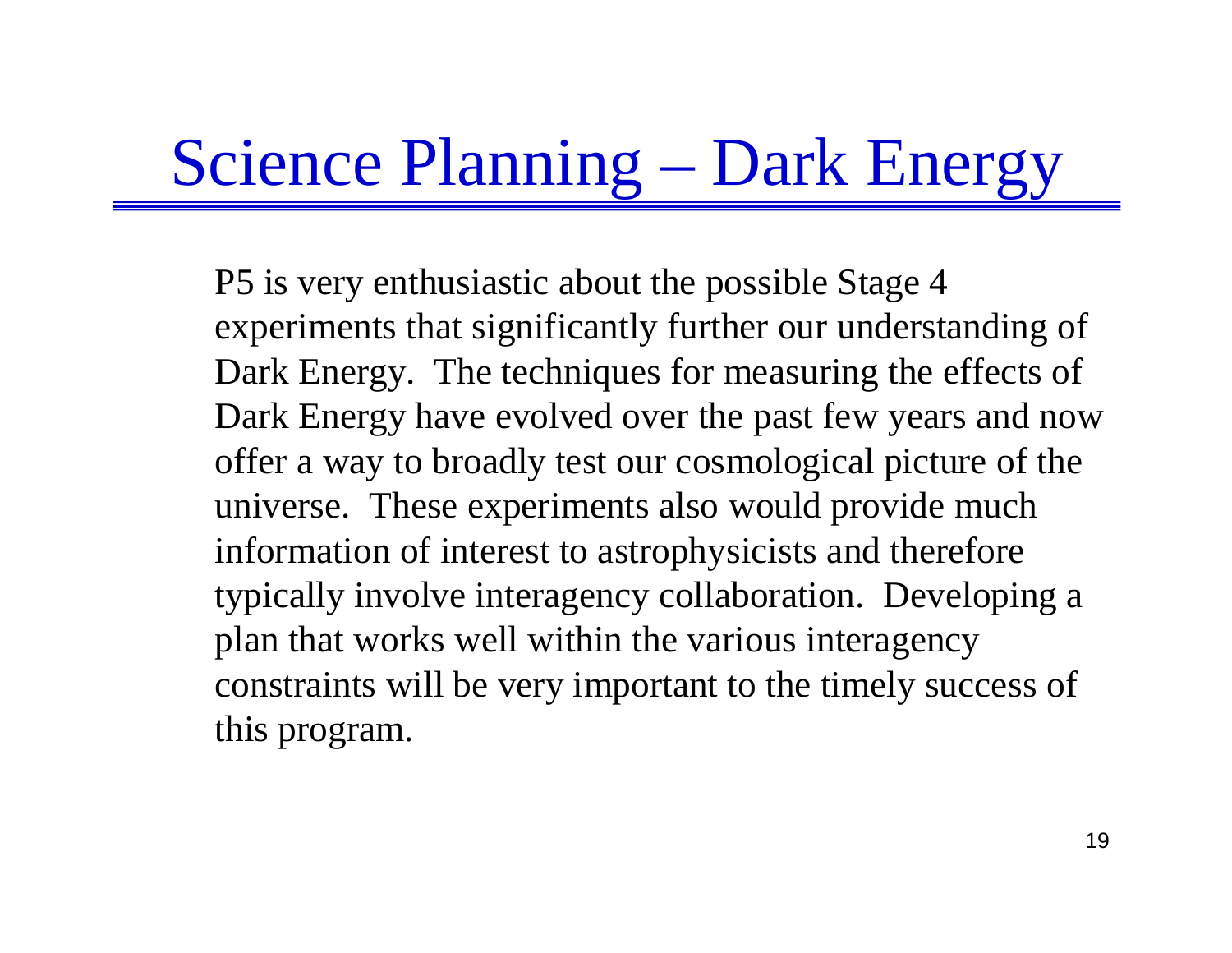# Science Planning – Dark Energy

P5 is very enthusiastic about the possible Stage 4 experiments that significantly further our understanding of Dark Energy. The techniques for measuring the effects of Dark Energy have evolved over the past few years and now offer a way to broadly test our cosmological picture of the universe. These experiments also would provide much information of interest to astrophysicists and therefore typically involve interagency collaboration. Developing a plan that works well within the various interagency constraints will be very important to the timely success of this program.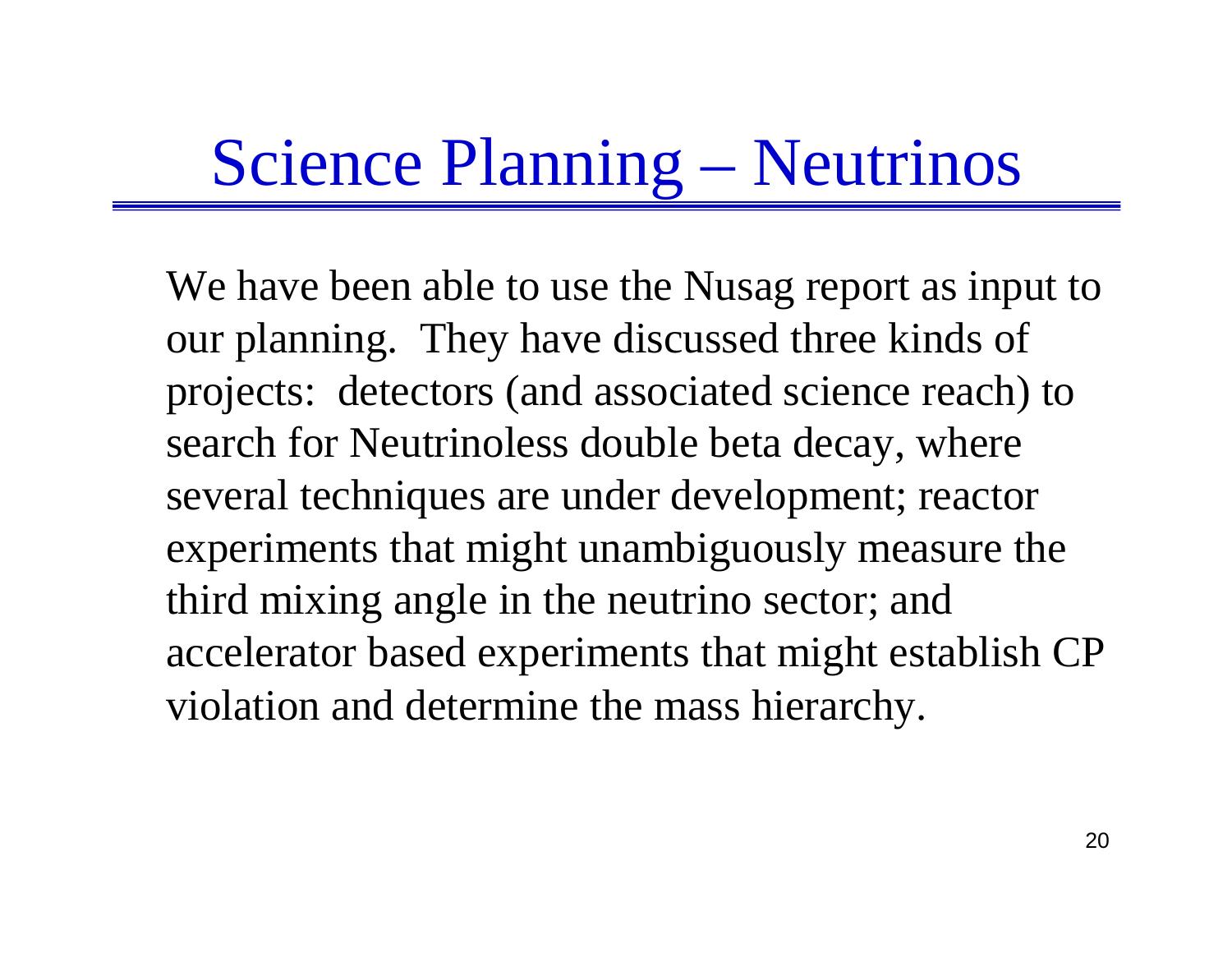# Science Planning – Neutrinos

We have been able to use the Nusag report as input to our planning. They have discussed three kinds of projects: detectors (and associated science reach) to search for Neutrinoless double beta decay, where several techniques are under development; reactor experiments that might unambiguously measure the third mixing angle in the neutrino sector; and accelerator based experiments that might establish CP violation and determine the mass hierarchy.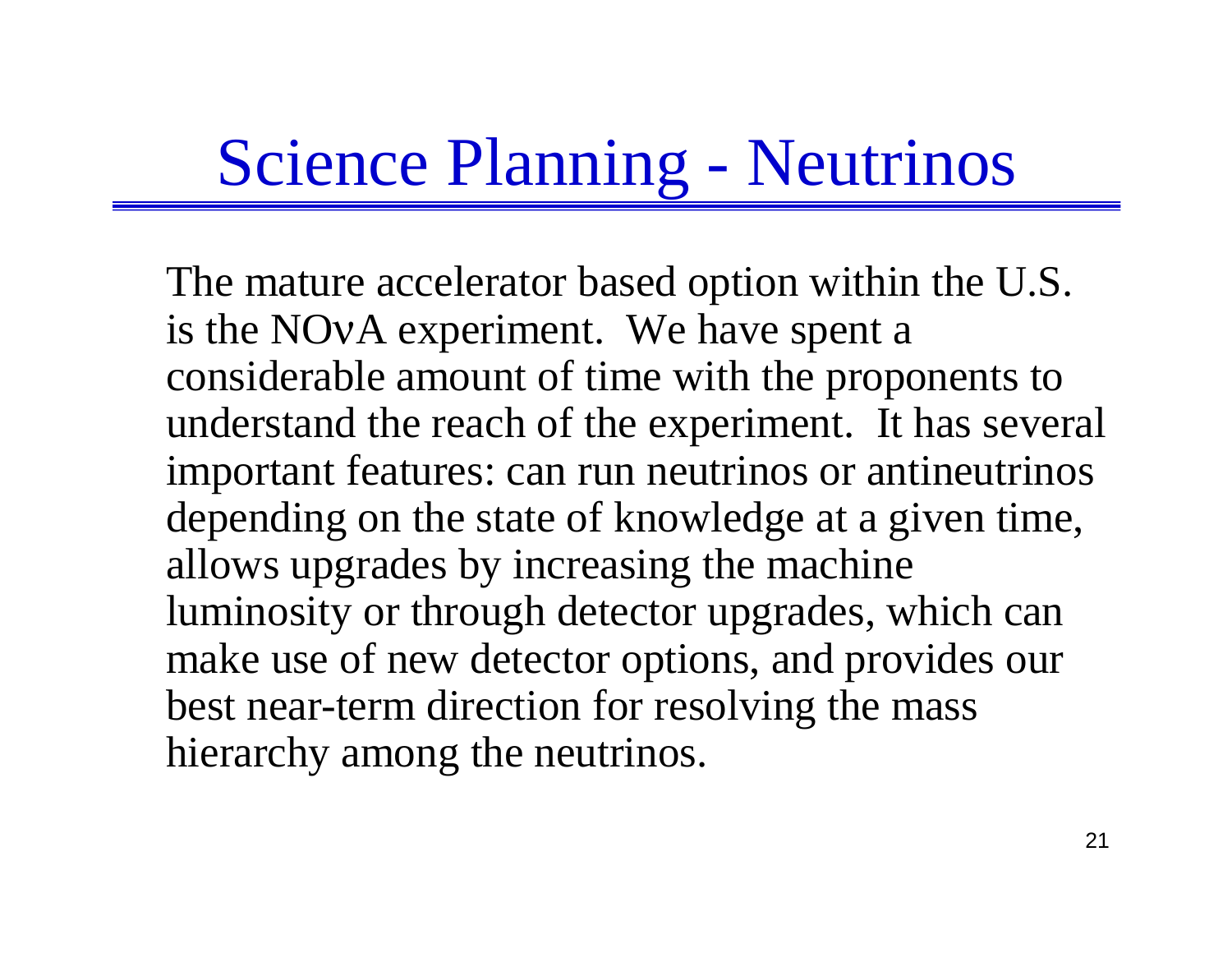# Science Planning - Neutrinos

The mature accelerator based option within the U.S. is the NOνA experiment. We have spent a considerable amount of time with the proponents to understand the reach of the experiment. It has several important features: can run neutrinos or antineutrinos depending on the state of knowledge at a given time, allows upgrades by increasing the machine luminosity or through detector upgrades, which can make use of new detector options, and provides our best near-term direction for resolving the mass hierarchy among the neutrinos.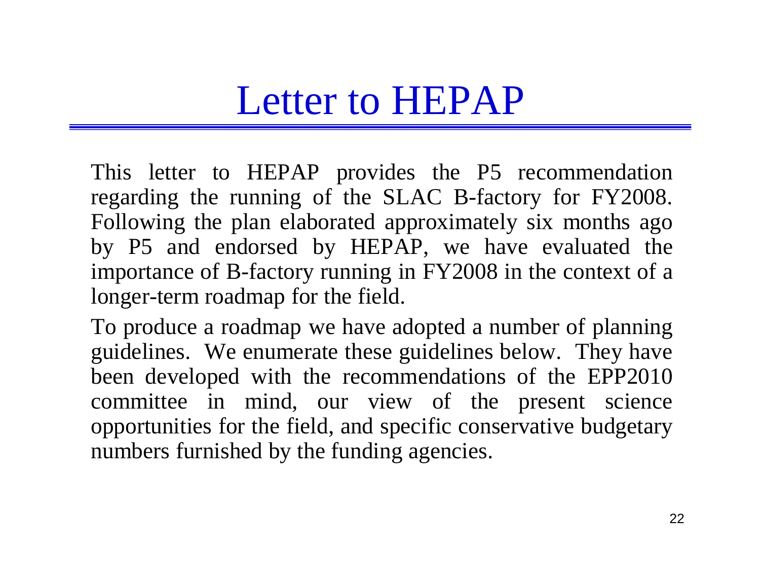# Letter to HEPAP

This letter to HEPAP provides the P5 recommendation regarding the running of the SLAC B-factory for FY2008. Following the plan elaborated approximately six months ago by P5 and endorsed by HEPAP, we have evaluated the importance of B-factory running in FY2008 in the context of a longer-term roadmap for the field.

To produce a roadmap we have adopted a number of planning guidelines. We enumerate these guidelines below. They have been developed with the recommendations of the EPP2010 committee in mind, our view of the present science opportunities for the field, and specific conservative budgetary numbers furnished by the funding agencies.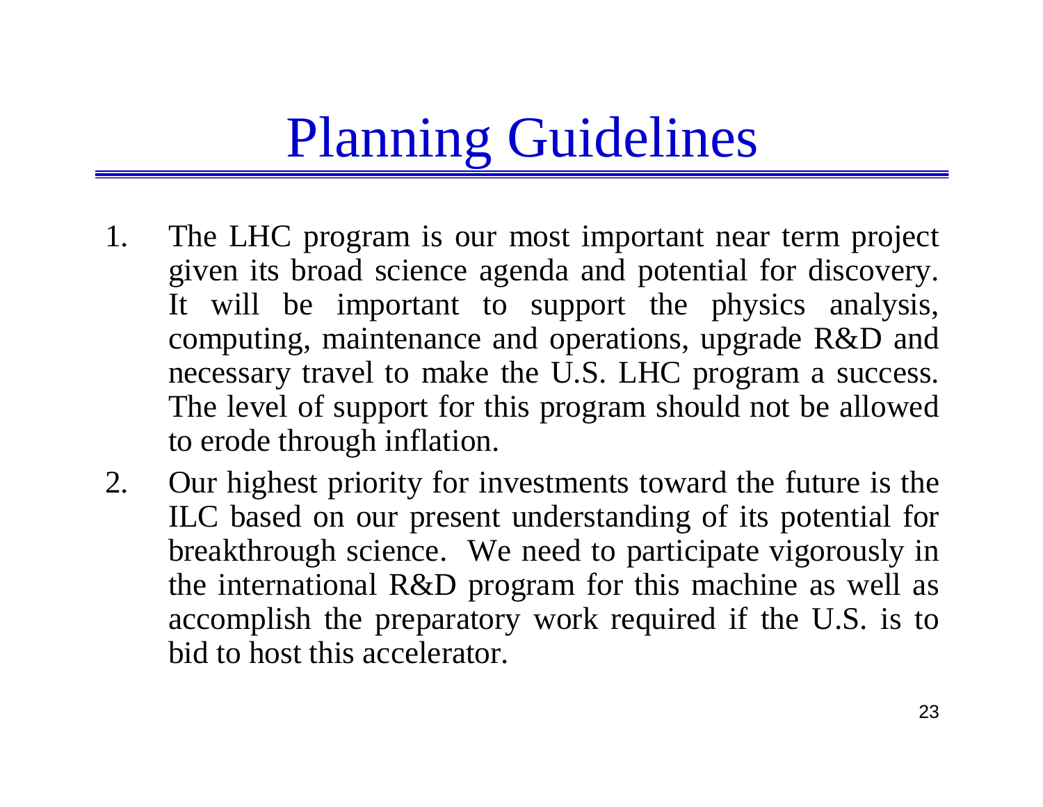# Planning Guidelines

1. The LHC program is our most important near term project given its broad science agenda and potential for discovery. It will be important to support the physics analysis, computing, maintenance and operations, upgrade R&D and necessary travel to make the U.S. LHC program a success. The level of support for this program should not be allowed to erode through inflation.
2. Our highest priority for investments toward the future is the ILC based on our present understanding of its potential for breakthrough science. We need to participate vigorously in the international R&D program for this machine as well as accomplish the preparatory work required if the U.S. is to bid to host this accelerator.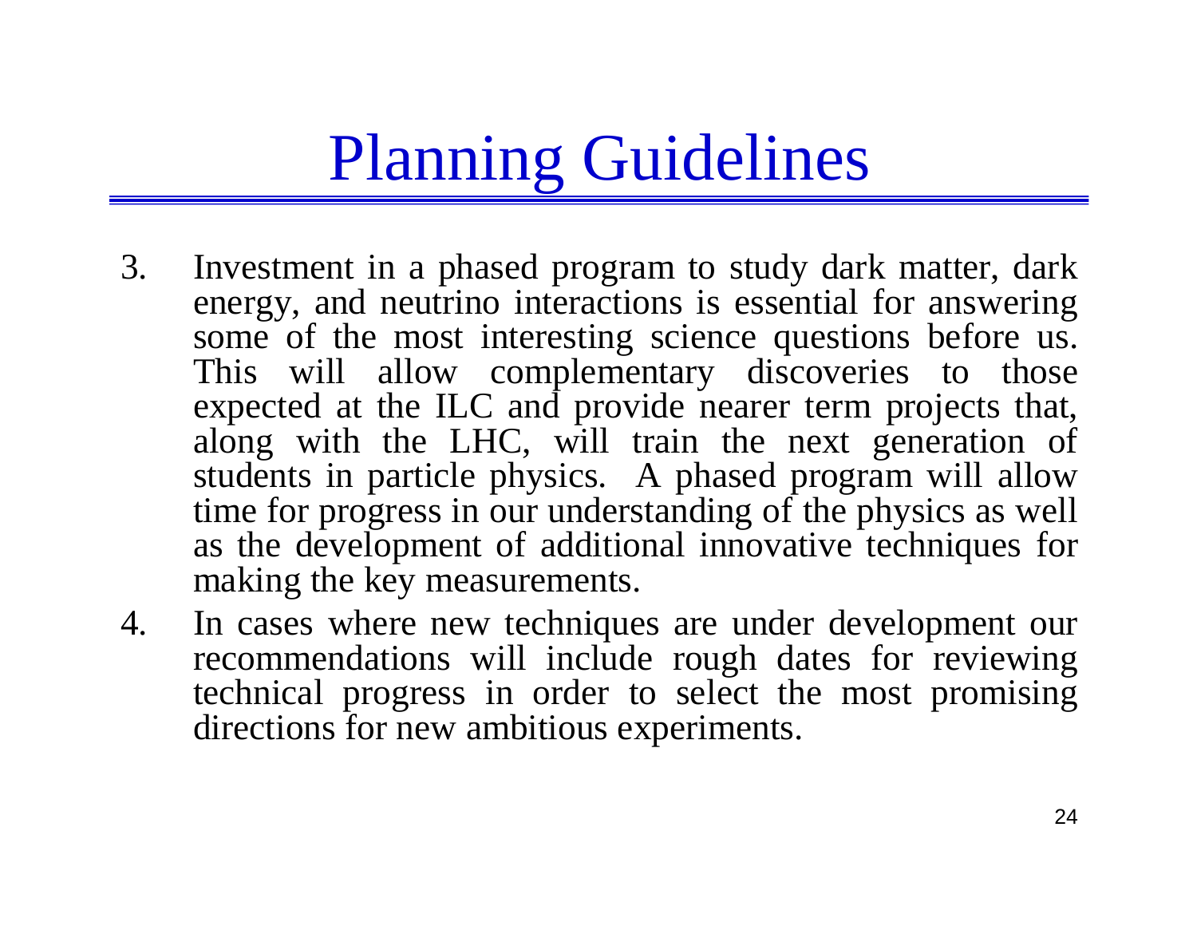# Planning Guidelines

3. Investment in a phased program to study dark matter, dark energy, and neutrino interactions is essential for answering some of the most interesting science questions before us. This will allow complementary discoveries to those expected at the ILC and provide nearer term projects that, along with the LHC, will train the next generation of students in particle physics. A phased program will allow time for progress in our understanding of the physics as well as the development of additional innovative techniques for making the key measurements.
4. In cases where new techniques are under development our recommendations will include rough dates for reviewing technical progress in order to select the most promising directions for new ambitious experiments.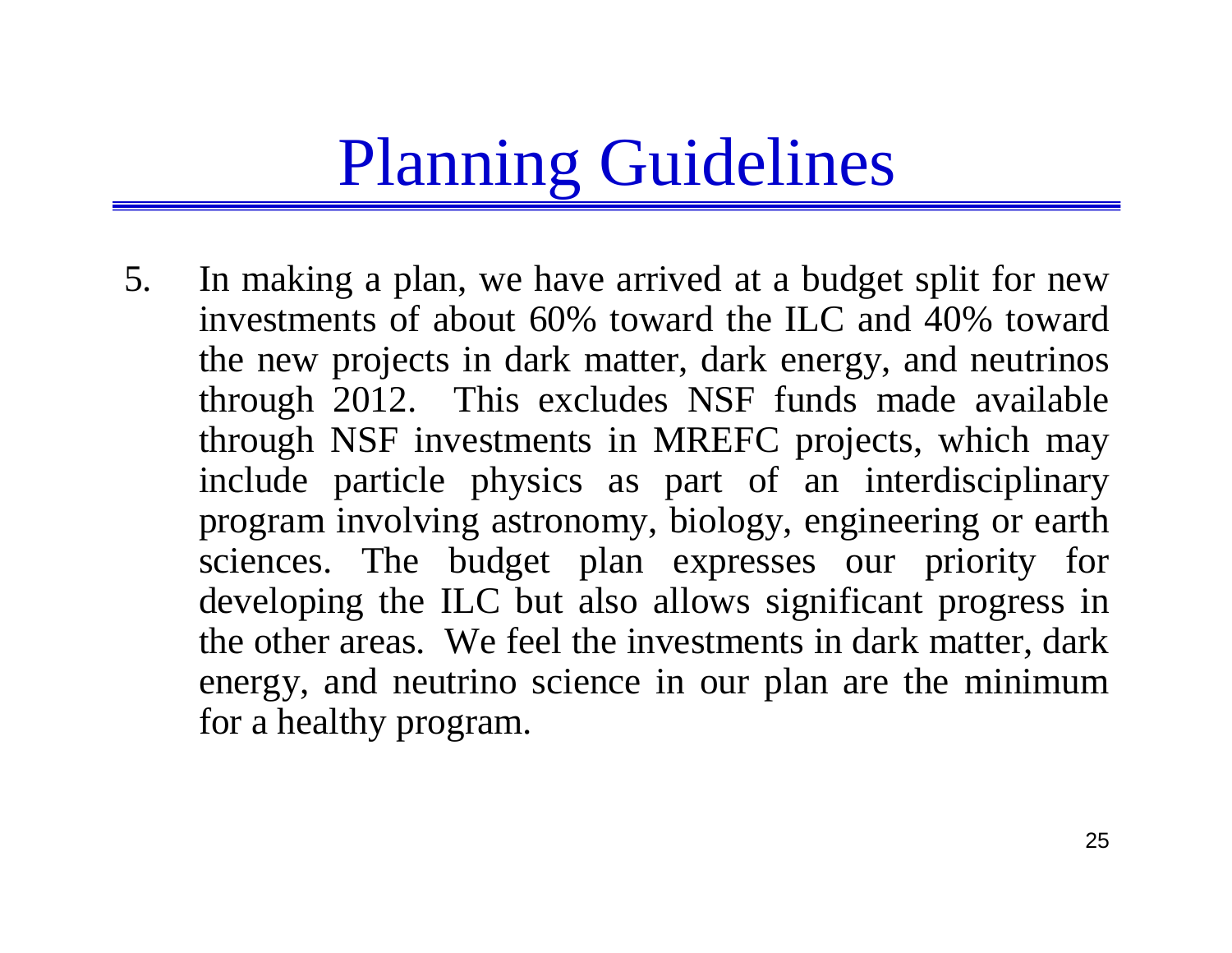# Planning Guidelines

5. In making a plan, we have arrived at a budget split for new investments of about 60% toward the ILC and 40% toward the new projects in dark matter, dark energy, and neutrinos through 2012. This excludes NSF funds made available through NSF investments in MREFC projects, which may include particle physics as part of an interdisciplinary program involving astronomy, biology, engineering or earth sciences. The budget plan expresses our priority for developing the ILC but also allows significant progress in the other areas. We feel the investments in dark matter, dark energy, and neutrino science in our plan are the minimum for a healthy program.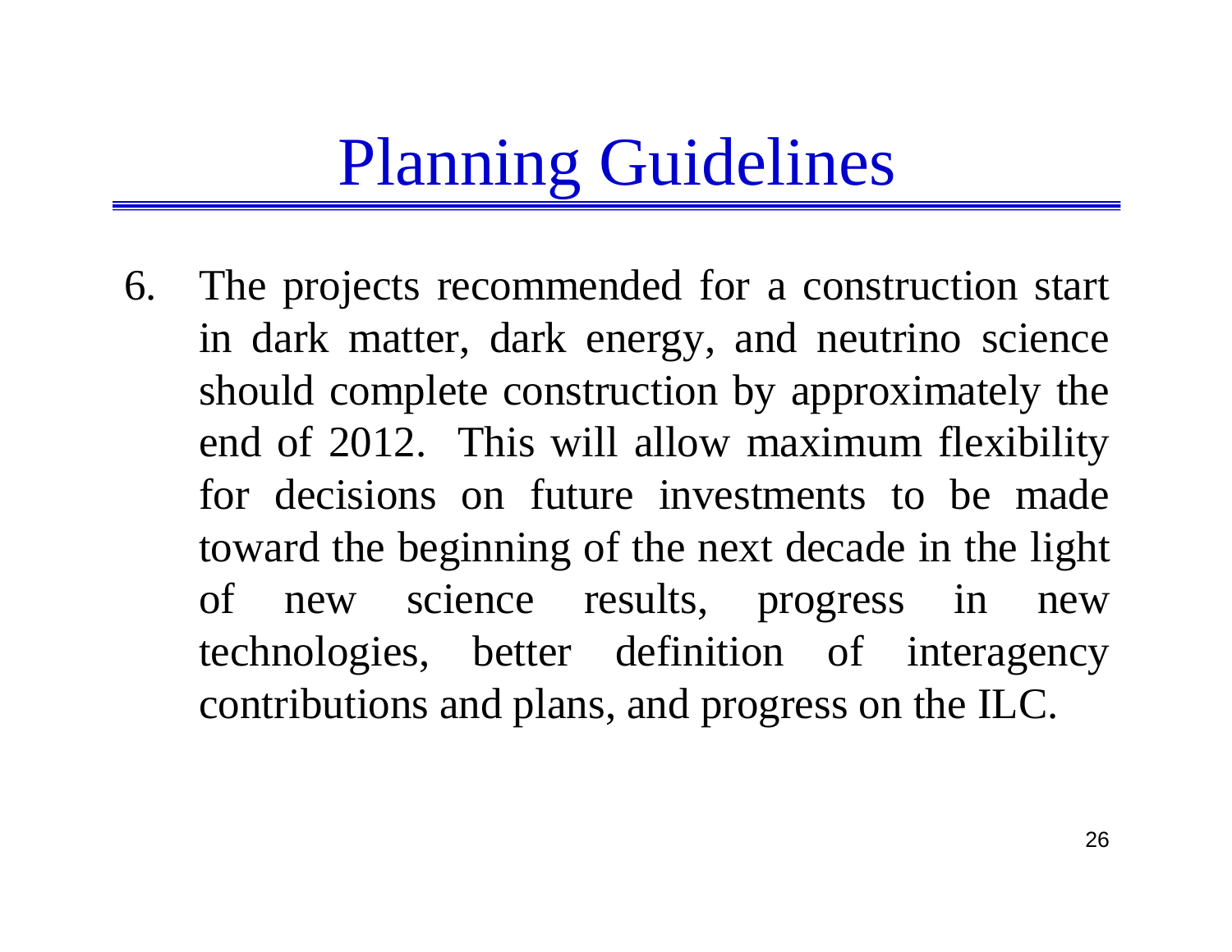# Planning Guidelines

6. The projects recommended for a construction start in dark matter, dark energy, and neutrino science should complete construction by approximately the end of 2012. This will allow maximum flexibility for decisions on future investments to be made toward the beginning of the next decade in the light of new science results, progress in new technologies, better definition of interagency contributions and plans, and progress on the ILC.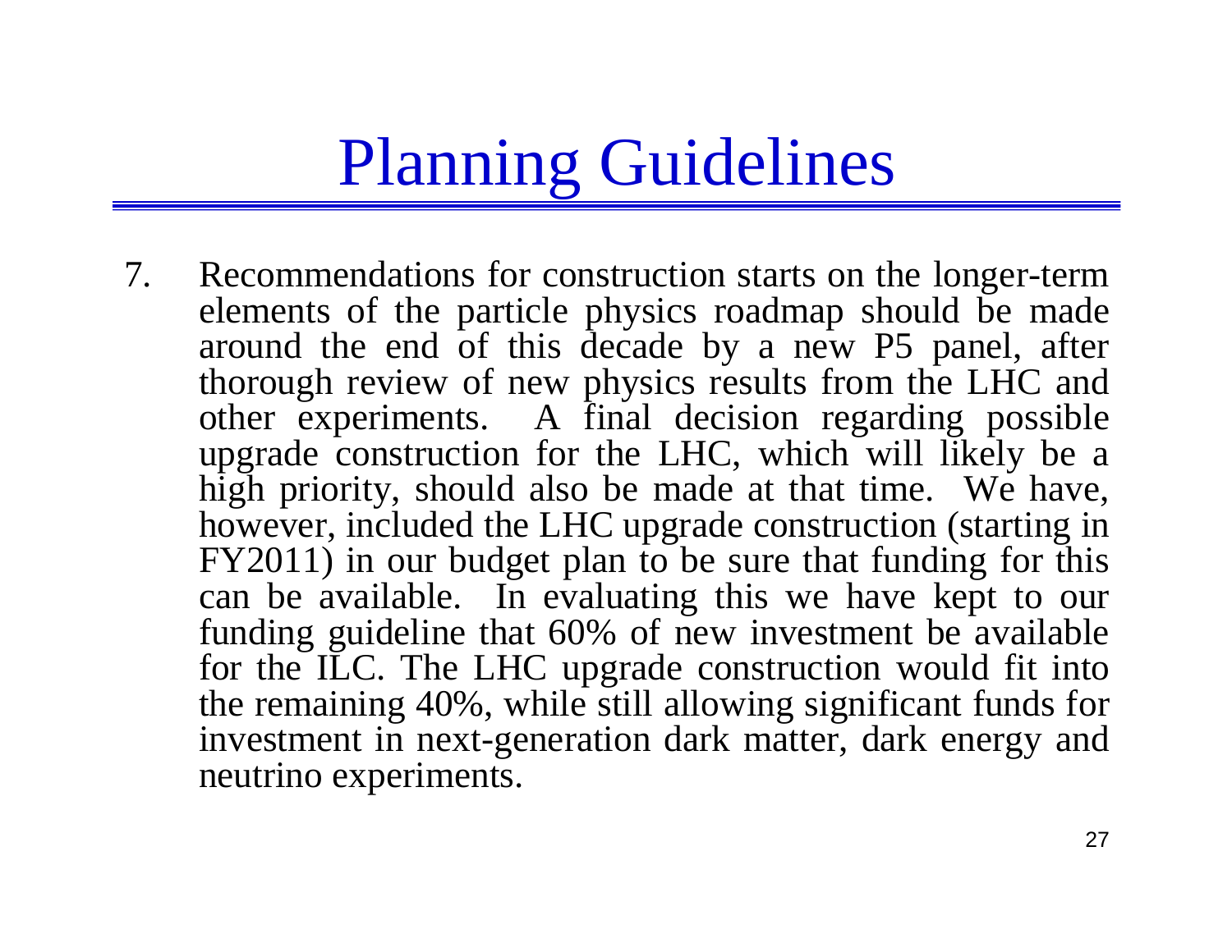# Planning Guidelines

7. Recommendations for construction starts on the longer-term elements of the particle physics roadmap should be made around the end of this decade by a new P5 panel, after thorough review of new physics results from the LHC and other experiments. A final decision regarding possible upgrade construction for the LHC, which will likely be a high priority, should also be made at that time. We have, however, included the LHC upgrade construction (starting in FY2011) in our budget plan to be sure that funding for this can be available. In evaluating this we have kept to our funding guideline that 60% of new investment be available for the ILC. The LHC upgrade construction would fit into the remaining 40%, while still allowing significant funds for investment in next-generation dark matter, dark energy and neutrino experiments.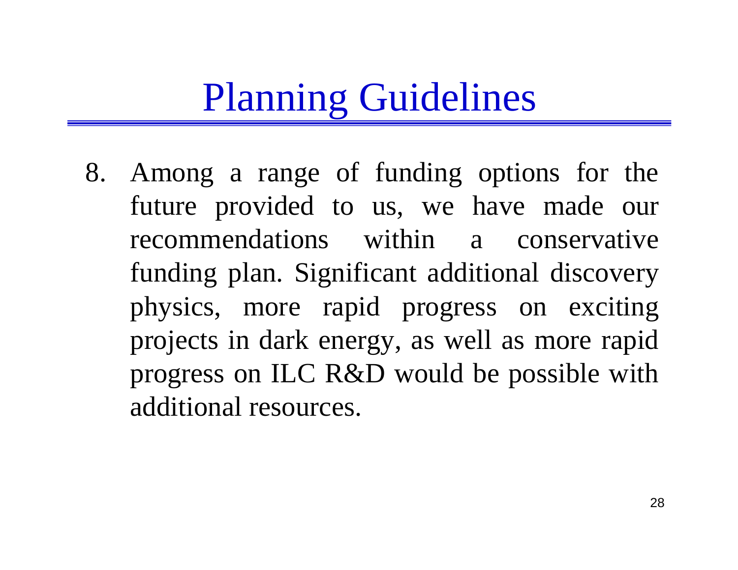# Planning Guidelines

8. Among a range of funding options for the future provided to us, we have made our recommendations within a conservative funding plan. Significant additional discovery physics, more rapid progress on exciting projects in dark energy, as well as more rapid progress on ILC R&D would be possible with additional resources.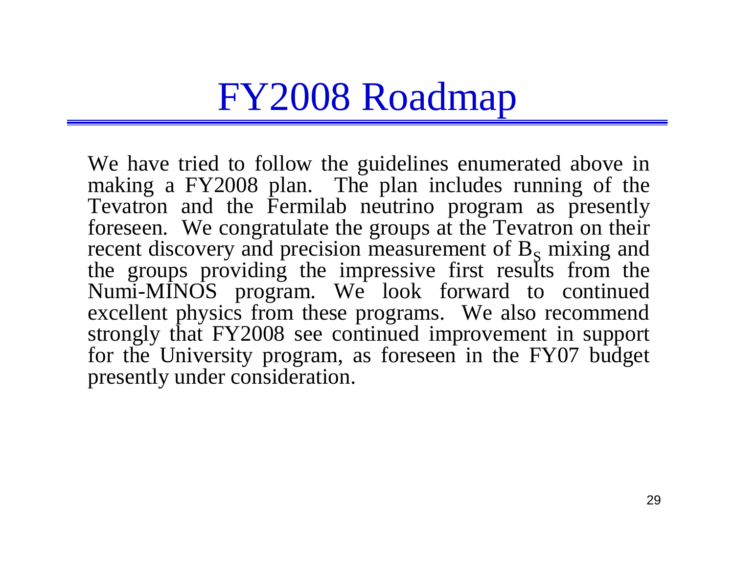# FY2008 Roadmap

We have tried to follow the guidelines enumerated above in making a FY2008 plan. The plan includes running of the Tevatron and the Fermilab neutrino program as presently foreseen. We congratulate the groups at the Tevatron on their recent discovery and precision measurement of $B_S$ mixing and the groups providing the impressive first results from the Numi-MINOS program. We look forward to continued excellent physics from these programs. We also recommend strongly that FY2008 see continued improvement in support for the University program, as foreseen in the FY07 budget presently under consideration.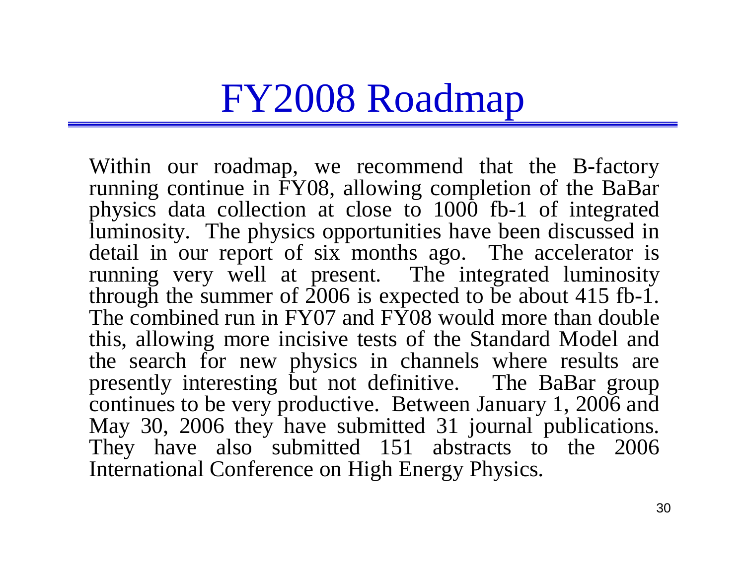# FY2008 Roadmap

Within our roadmap, we recommend that the B-factory running continue in FY08, allowing completion of the BaBar physics data collection at close to 1000 fb-1 of integrated luminosity. The physics opportunities have been discussed in detail in our report of six months ago. The accelerator is running very well at present. The integrated luminosity through the summer of 2006 is expected to be about 415 fb-1. The combined run in FY07 and FY08 would more than double this, allowing more incisive tests of the Standard Model and the search for new physics in channels where results are presently interesting but not definitive. The BaBar group continues to be very productive. Between January 1, 2006 and May 30, 2006 they have submitted 31 journal publications. They have also submitted 151 abstracts to the 2006 International Conference on High Energy Physics.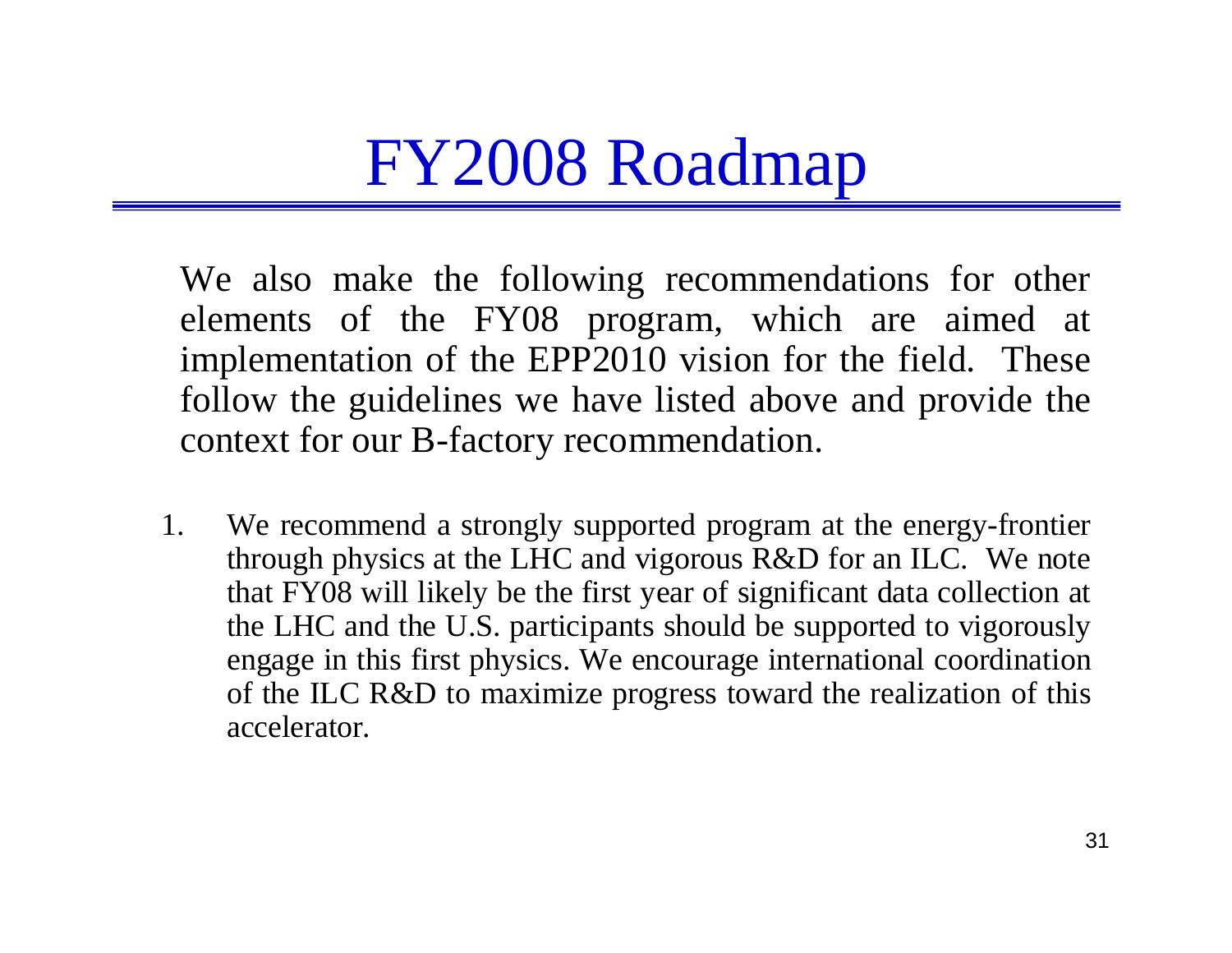# FY2008 Roadmap

We also make the following recommendations for other elements of the FY08 program, which are aimed at implementation of the EPP2010 vision for the field. These follow the guidelines we have listed above and provide the context for our B-factory recommendation.

1. We recommend a strongly supported program at the energy-frontier through physics at the LHC and vigorous R&D for an ILC. We note that FY08 will likely be the first year of significant data collection at the LHC and the U.S. participants should be supported to vigorously engage in this first physics. We encourage international coordination of the ILC R&D to maximize progress toward the realization of this accelerator.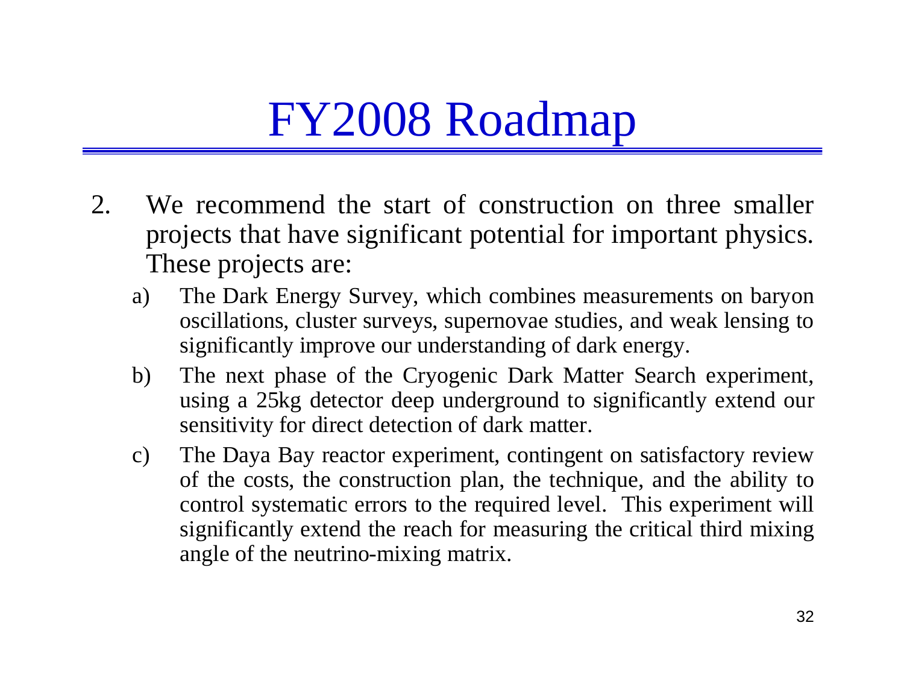# FY2008 Roadmap

2. We recommend the start of construction on three smaller projects that have significant potential for important physics. These projects are:
   a) The Dark Energy Survey, which combines measurements on baryon oscillations, cluster surveys, supernovae studies, and weak lensing to significantly improve our understanding of dark energy.
   b) The next phase of the Cryogenic Dark Matter Search experiment, using a 25kg detector deep underground to significantly extend our sensitivity for direct detection of dark matter.
   c) The Daya Bay reactor experiment, contingent on satisfactory review of the costs, the construction plan, the technique, and the ability to control systematic errors to the required level. This experiment will significantly extend the reach for measuring the critical third mixing angle of the neutrino-mixing matrix.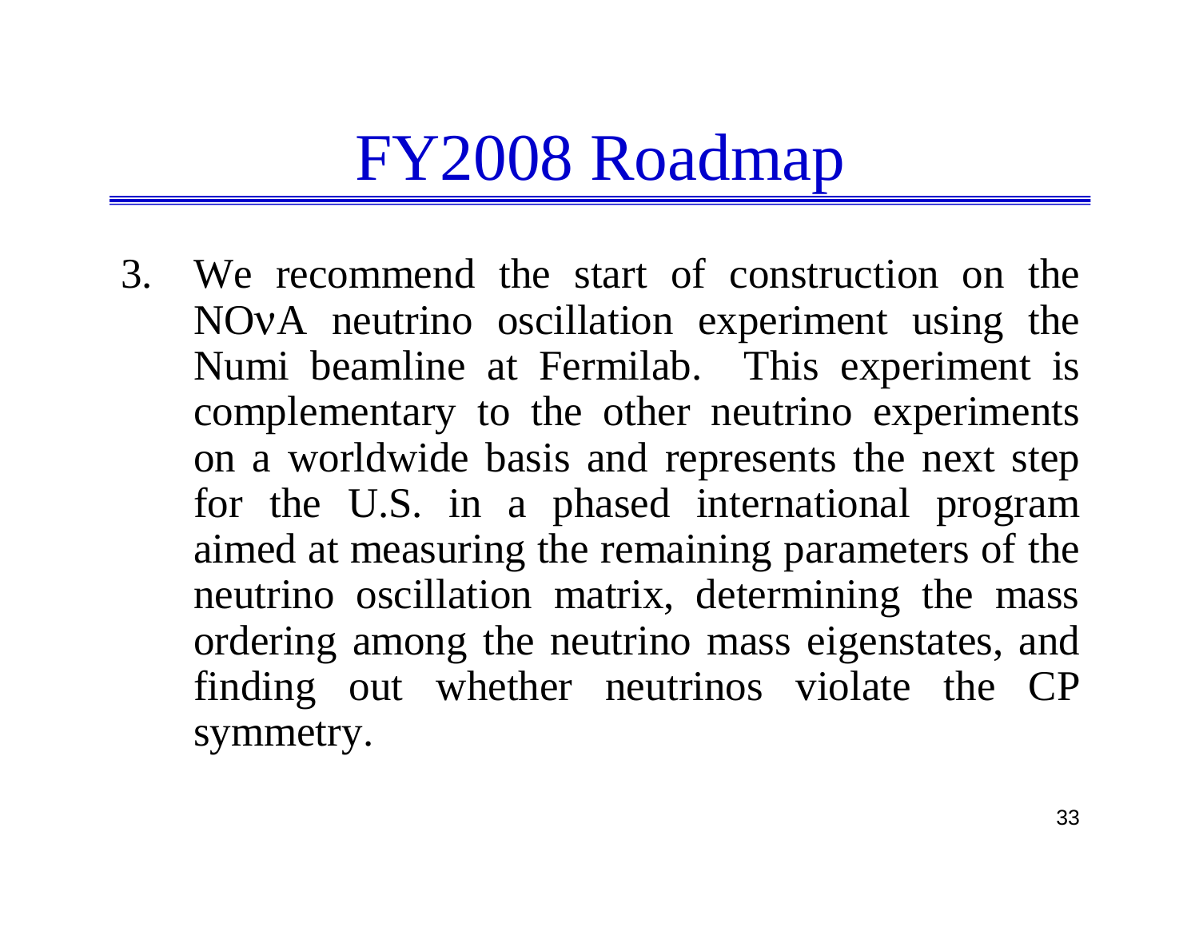# FY2008 Roadmap

3. We recommend the start of construction on the NOνA neutrino oscillation experiment using the Numi beamline at Fermilab. This experiment is complementary to the other neutrino experiments on a worldwide basis and represents the next step for the U.S. in a phased international program aimed at measuring the remaining parameters of the neutrino oscillation matrix, determining the mass ordering among the neutrino mass eigenstates, and finding out whether neutrinos violate the CP symmetry.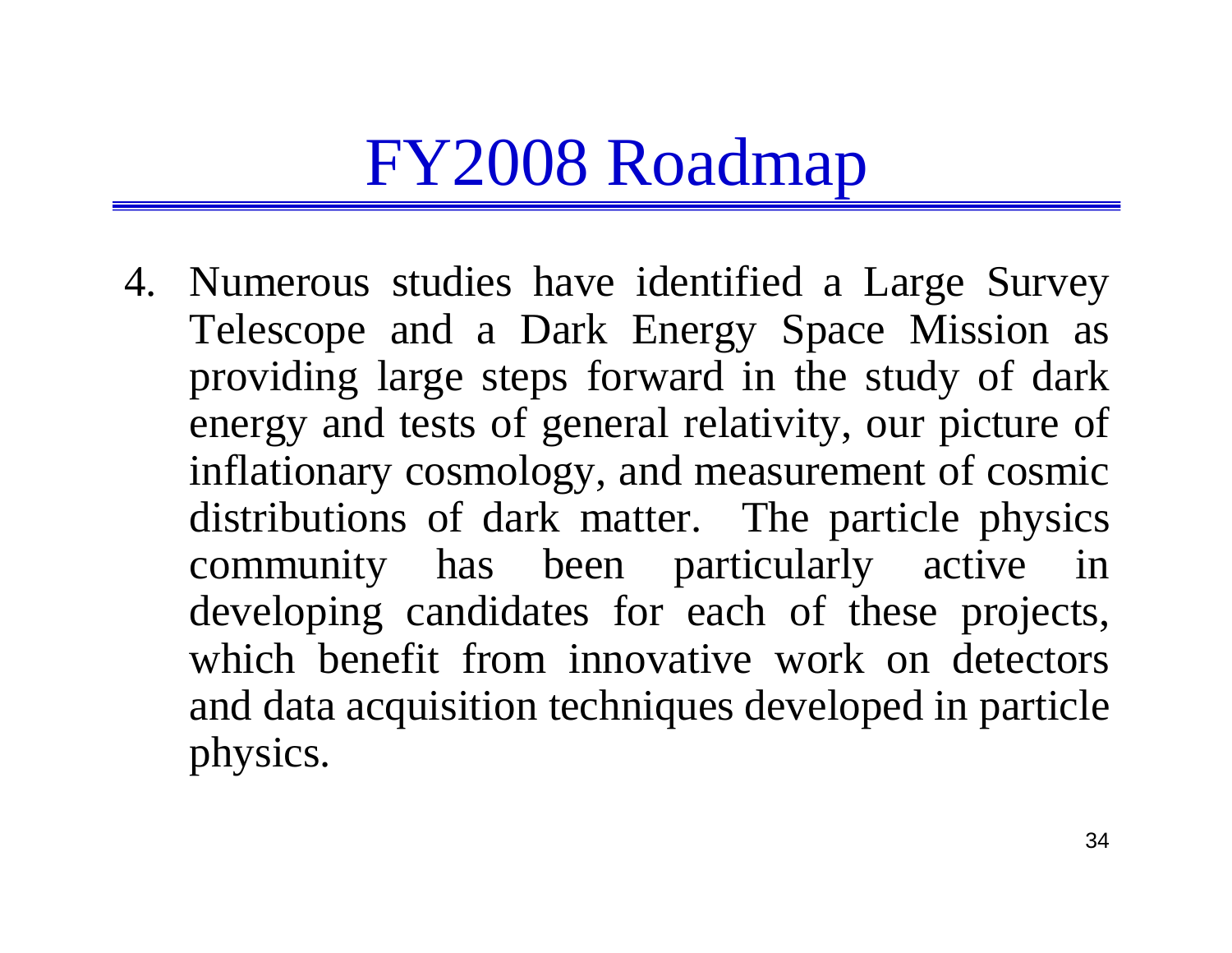# FY2008 Roadmap

4. Numerous studies have identified a Large Survey Telescope and a Dark Energy Space Mission as providing large steps forward in the study of dark energy and tests of general relativity, our picture of inflationary cosmology, and measurement of cosmic distributions of dark matter. The particle physics community has been particularly active in developing candidates for each of these projects, which benefit from innovative work on detectors and data acquisition techniques developed in particle physics.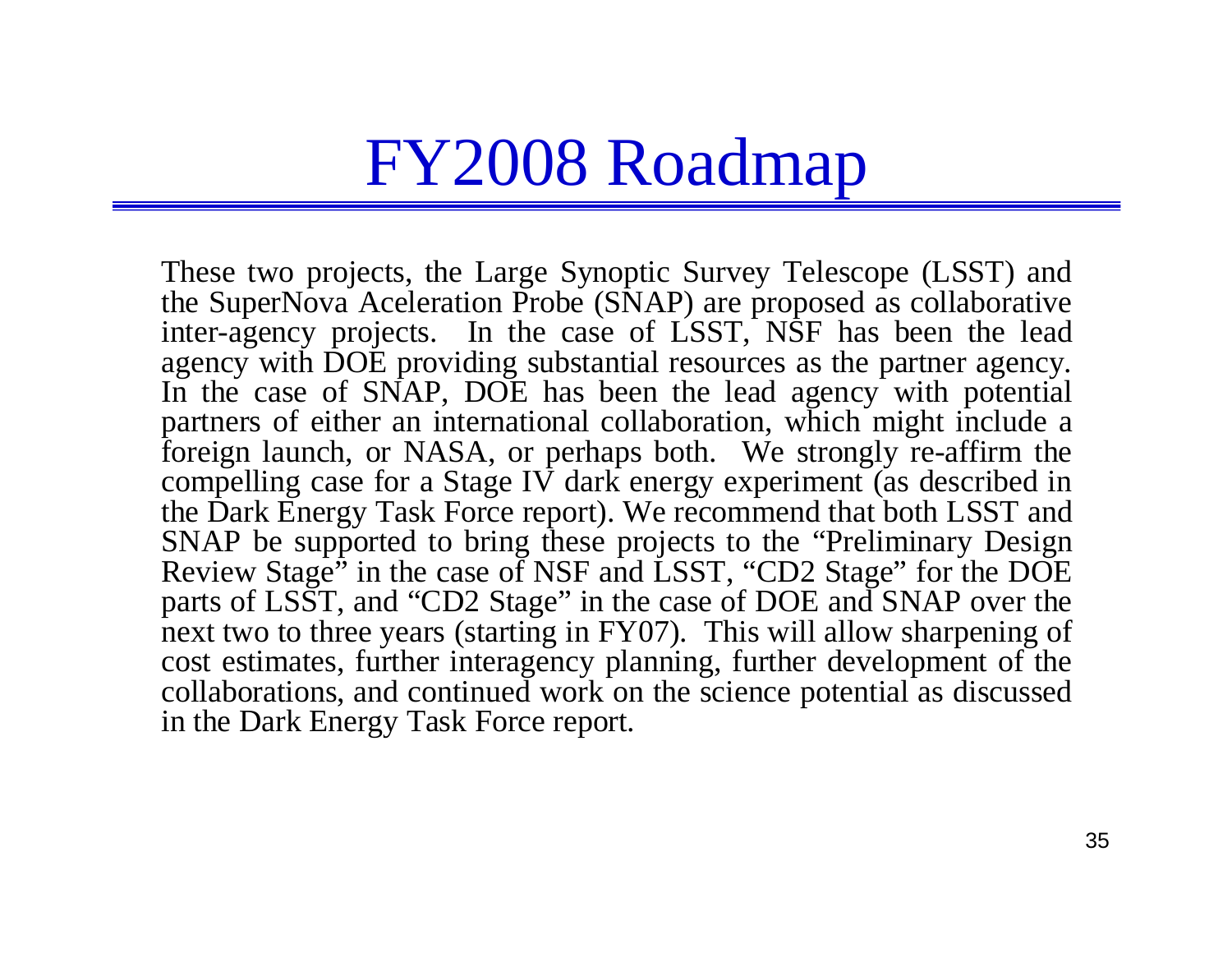# FY2008 Roadmap

These two projects, the Large Synoptic Survey Telescope (LSST) and the SuperNova Aceleration Probe (SNAP) are proposed as collaborative inter-agency projects. In the case of LSST, NSF has been the lead agency with DOE providing substantial resources as the partner agency. In the case of SNAP, DOE has been the lead agency with potential partners of either an international collaboration, which might include a foreign launch, or NASA, or perhaps both. We strongly re-affirm the compelling case for a Stage IV dark energy experiment (as described in the Dark Energy Task Force report). We recommend that both LSST and SNAP be supported to bring these projects to the "Preliminary Design Review Stage" in the case of NSF and LSST, "CD2 Stage" for the DOE parts of LSST, and "CD2 Stage" in the case of DOE and SNAP over the next two to three years (starting in FY07). This will allow sharpening of cost estimates, further interagency planning, further development of the collaborations, and continued work on the science potential as discussed in the Dark Energy Task Force report.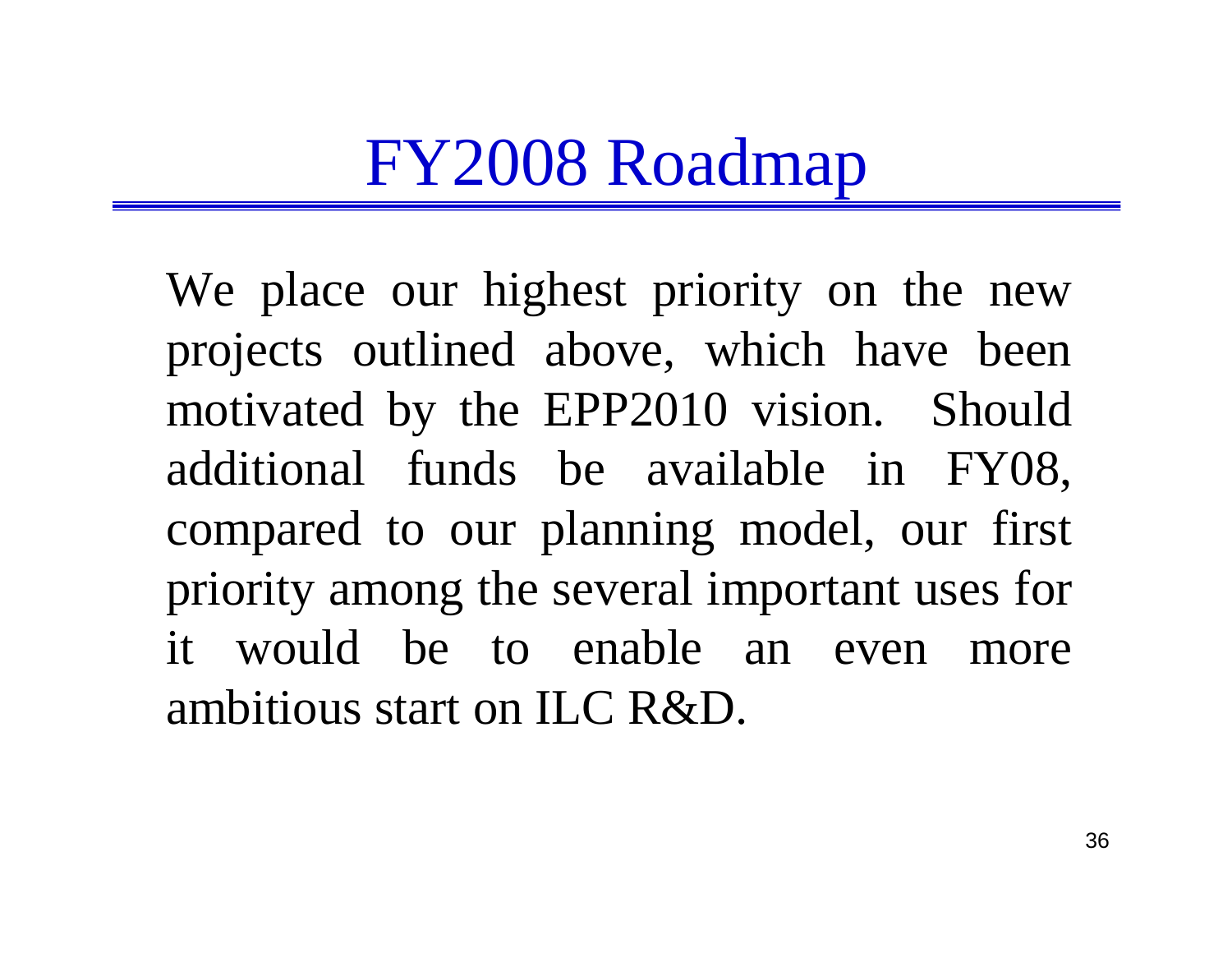# FY2008 Roadmap

We place our highest priority on the new projects outlined above, which have been motivated by the EPP2010 vision. Should additional funds be available in FY08, compared to our planning model, our first priority among the several important uses for it would be to enable an even more ambitious start on ILC R&D.